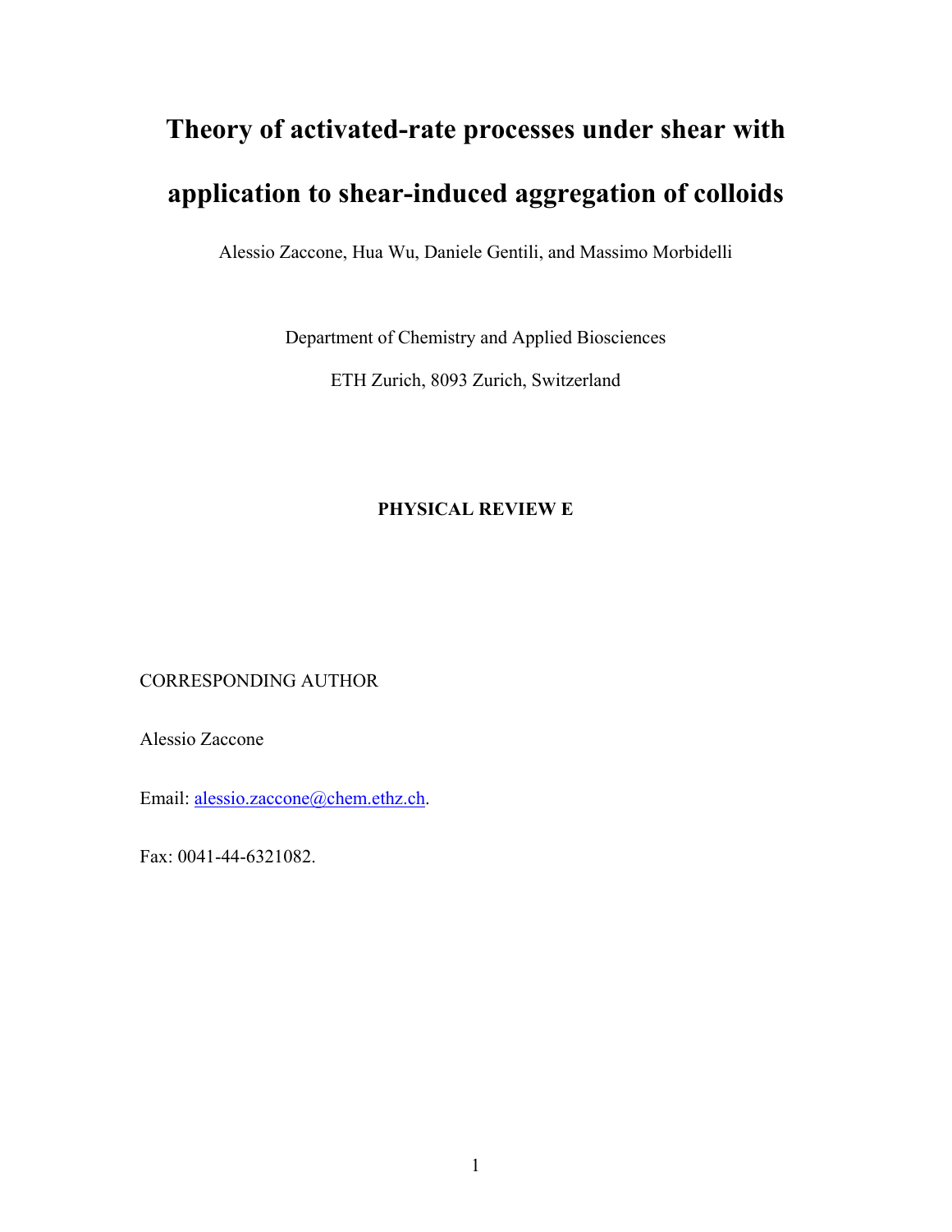# Theory of activated-rate processes under shear with application to shear-induced aggregation of colloids

Alessio Zaccone, Hua Wu, Daniele Gentili, and Massimo Morbidelli

Department of Chemistry and Applied Biosciences

ETH Zurich, 8093 Zurich, Switzerland

**PHYSICAL REVIEW E**

CORRESPONDING AUTHOR

Alessio Zaccone

Email: alessio.zaccone@chem.ethz.ch.

Fax: 0041-44-6321082.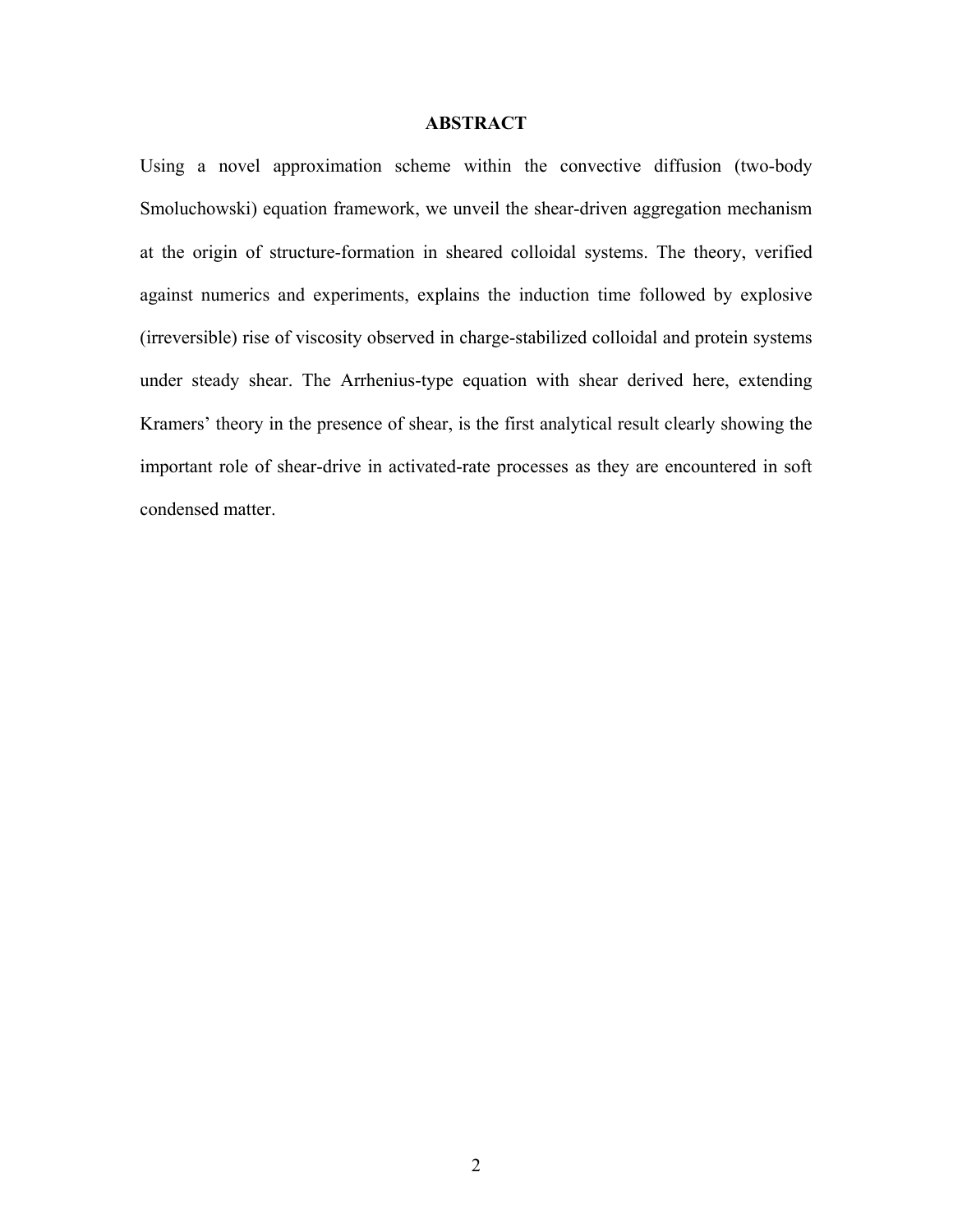## ABSTRACT

Using a novel approximation scheme within the convective diffusion (two-body Smoluchowski) equation framework, we unveil the shear-driven aggregation mechanism at the origin of structure-formation in sheared colloidal systems. The theory, verified against numerics and experiments, explains the induction time followed by explosive (irreversible) rise of viscosity observed in charge-stabilized colloidal and protein systems under steady shear. The Arrhenius-type equation with shear derived here, extending Kramers' theory in the presence of shear, is the first analytical result clearly showing the important role of shear-drive in activated-rate processes as they are encountered in soft condensed matter.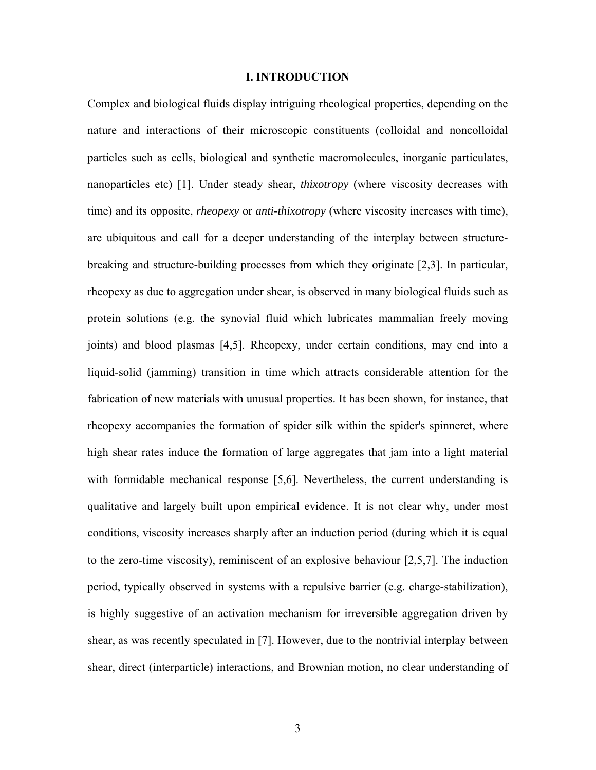## I. INTRODUCTION

Complex and biological fluids display intriguing rheological properties, depending on the nature and interactions of their microscopic constituents (colloidal and noncolloidal particles such as cells, biological and synthetic macromolecules, inorganic particulates, nanoparticles etc) [1]. Under steady shear, *thixotropy* (where viscosity decreases with time) and its opposite, *rheopexy* or *anti-thixotropy* (where viscosity increases with time), are ubiquitous and call for a deeper understanding of the interplay between structure-breaking and structure-building processes from which they originate [2,3]. In particular, rheopexy as due to aggregation under shear, is observed in many biological fluids such as protein solutions (e.g. the synovial fluid which lubricates mammalian freely moving joints) and blood plasmas [4,5]. Rheopexy, under certain conditions, may end into a liquid-solid (jamming) transition in time which attracts considerable attention for the fabrication of new materials with unusual properties. It has been shown, for instance, that rheopexy accompanies the formation of spider silk within the spider's spinneret, where high shear rates induce the formation of large aggregates that jam into a light material with formidable mechanical response [5,6]. Nevertheless, the current understanding is qualitative and largely built upon empirical evidence. It is not clear why, under most conditions, viscosity increases sharply after an induction period (during which it is equal to the zero-time viscosity), reminiscent of an explosive behaviour [2,5,7]. The induction period, typically observed in systems with a repulsive barrier (e.g. charge-stabilization), is highly suggestive of an activation mechanism for irreversible aggregation driven by shear, as was recently speculated in [7]. However, due to the nontrivial interplay between shear, direct (interparticle) interactions, and Brownian motion, no clear understanding of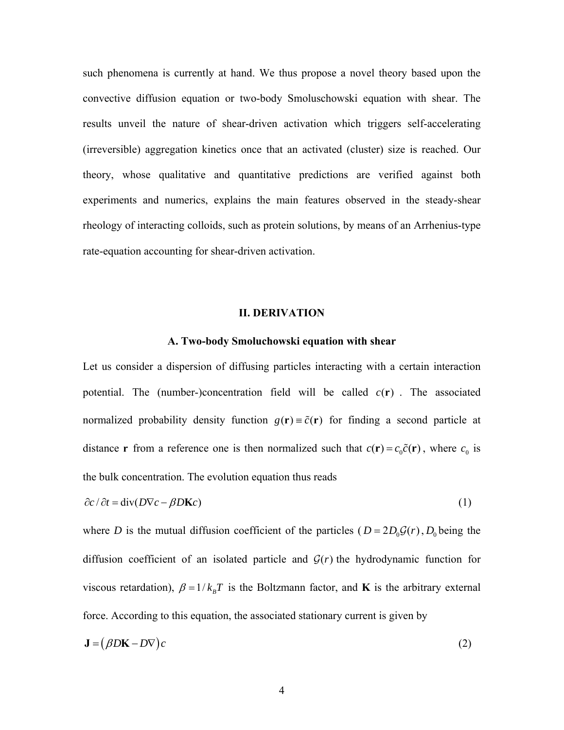such phenomena is currently at hand. We thus propose a novel theory based upon the convective diffusion equation or two-body Smoluschowski equation with shear. The results unveil the nature of shear-driven activation which triggers self-accelerating (irreversible) aggregation kinetics once that an activated (cluster) size is reached. Our theory, whose qualitative and quantitative predictions are verified against both experiments and numerics, explains the main features observed in the steady-shear rheology of interacting colloids, such as protein solutions, by means of an Arrhenius-type rate-equation accounting for shear-driven activation.

## II. DERIVATION

### A. Two-body Smoluchowski equation with shear

Let us consider a dispersion of diffusing particles interacting with a certain interaction potential. The (number-)concentration field will be called $c(\mathbf{r})$ . The associated normalized probability density function $g(\mathbf{r}) \equiv \tilde{c}(\mathbf{r})$ for finding a second particle at distance $\mathbf{r}$ from a reference one is then normalized such that $c(\mathbf{r}) = c_0\tilde{c}(\mathbf{r})$, where $c_0$ is the bulk concentration. The evolution equation thus reads

$$\partial c / \partial t = \mathrm{div}(D\nabla c - \beta D\mathbf{K}c) \tag{1}$$

where $D$ is the mutual diffusion coefficient of the particles ($D = 2D_0\mathcal{G}(r)$, $D_0$ being the diffusion coefficient of an isolated particle and $\mathcal{G}(r)$ the hydrodynamic function for viscous retardation), $\beta = 1/k_BT$ is the Boltzmann factor, and $\mathbf{K}$ is the arbitrary external force. According to this equation, the associated stationary current is given by

$$\mathbf{J} = \left(\beta D\mathbf{K} - D\nabla\right)c \tag{2}$$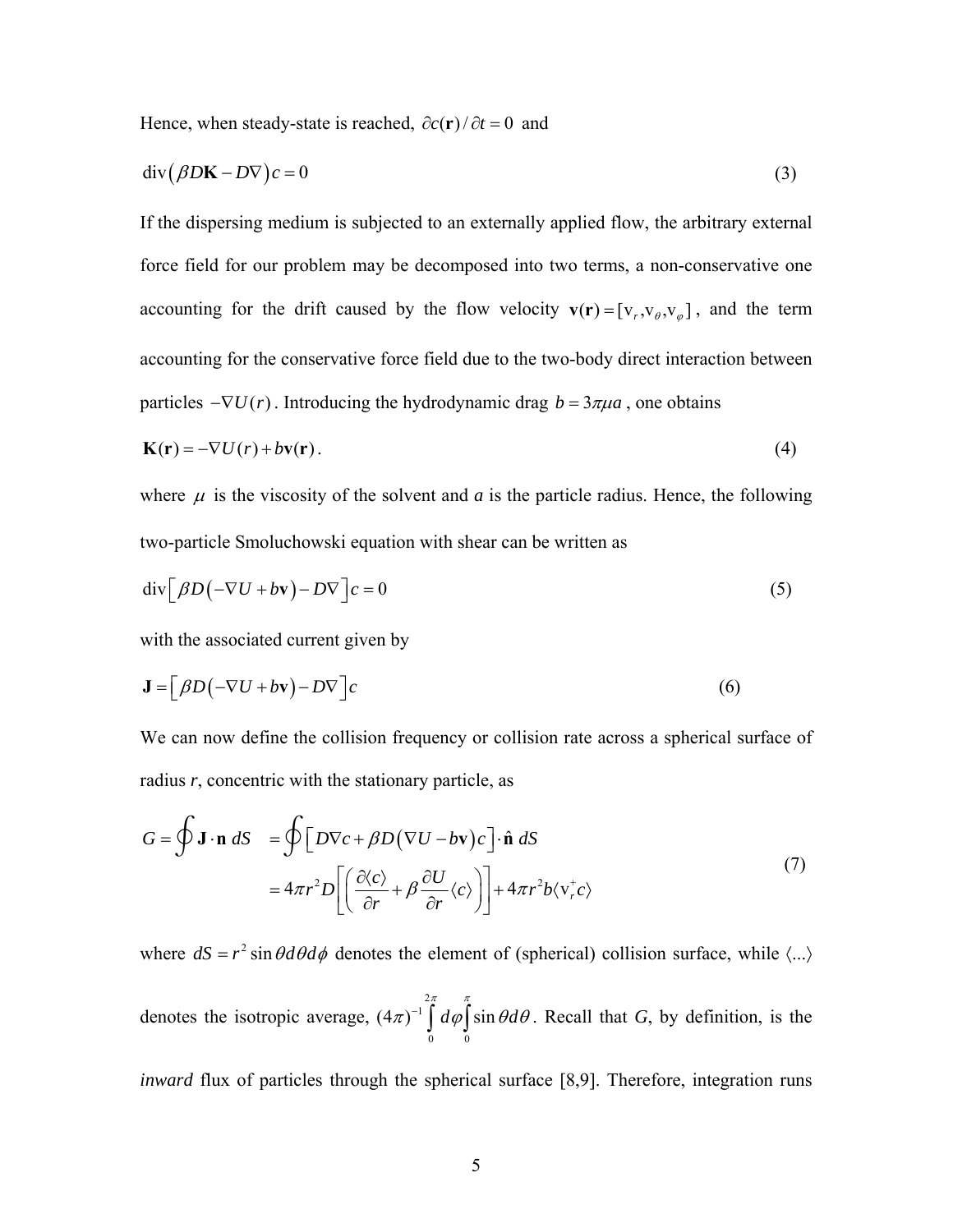Hence, when steady-state is reached, $\partial c(\mathbf{r})/\partial t = 0$ and

$$\operatorname{div}\left(\beta D\mathbf{K} - D\nabla\right)c = 0 \tag{3}$$

If the dispersing medium is subjected to an externally applied flow, the arbitrary external force field for our problem may be decomposed into two terms, a non-conservative one accounting for the drift caused by the flow velocity $\mathbf{v}(\mathbf{r}) = [\mathrm{v}_r, \mathrm{v}_\theta, \mathrm{v}_\varphi]$, and the term accounting for the conservative force field due to the two-body direct interaction between particles $-\nabla U(r)$. Introducing the hydrodynamic drag $b = 3\pi\mu a$, one obtains

$$\mathbf{K}(\mathbf{r}) = -\nabla U(r) + b\mathbf{v}(\mathbf{r}). \tag{4}$$

where $\mu$ is the viscosity of the solvent and $a$ is the particle radius. Hence, the following two-particle Smoluchowski equation with shear can be written as

$$\operatorname{div}\left[\beta D\left(-\nabla U + b\mathbf{v}\right) - D\nabla\right]c = 0 \tag{5}$$

with the associated current given by

$$\mathbf{J} = \left[\beta D\left(-\nabla U + b\mathbf{v}\right) - D\nabla\right]c \tag{6}$$

We can now define the collision frequency or collision rate across a spherical surface of radius $r$, concentric with the stationary particle, as

$$\begin{aligned} G = \oint \mathbf{J}\cdot\mathbf{n}\, dS &= \oint \left[D\nabla c + \beta D\left(\nabla U - b\mathbf{v}\right)c\right]\cdot\hat{\mathbf{n}}\, dS \\ &= 4\pi r^2 D\left[\left(\frac{\partial\langle c\rangle}{\partial r} + \beta\frac{\partial U}{\partial r}\langle c\rangle\right)\right] + 4\pi r^2 b\langle \mathrm{v}_r^+ c\rangle \end{aligned} \tag{7}$$

where $dS = r^2\sin\theta d\theta d\phi$ denotes the element of (spherical) collision surface, while $\langle ...\rangle$ denotes the isotropic average, $(4\pi)^{-1}\int_0^{2\pi} d\varphi\int_0^{\pi}\sin\theta d\theta$. Recall that $G$, by definition, is the *inward* flux of particles through the spherical surface [8,9]. Therefore, integration runs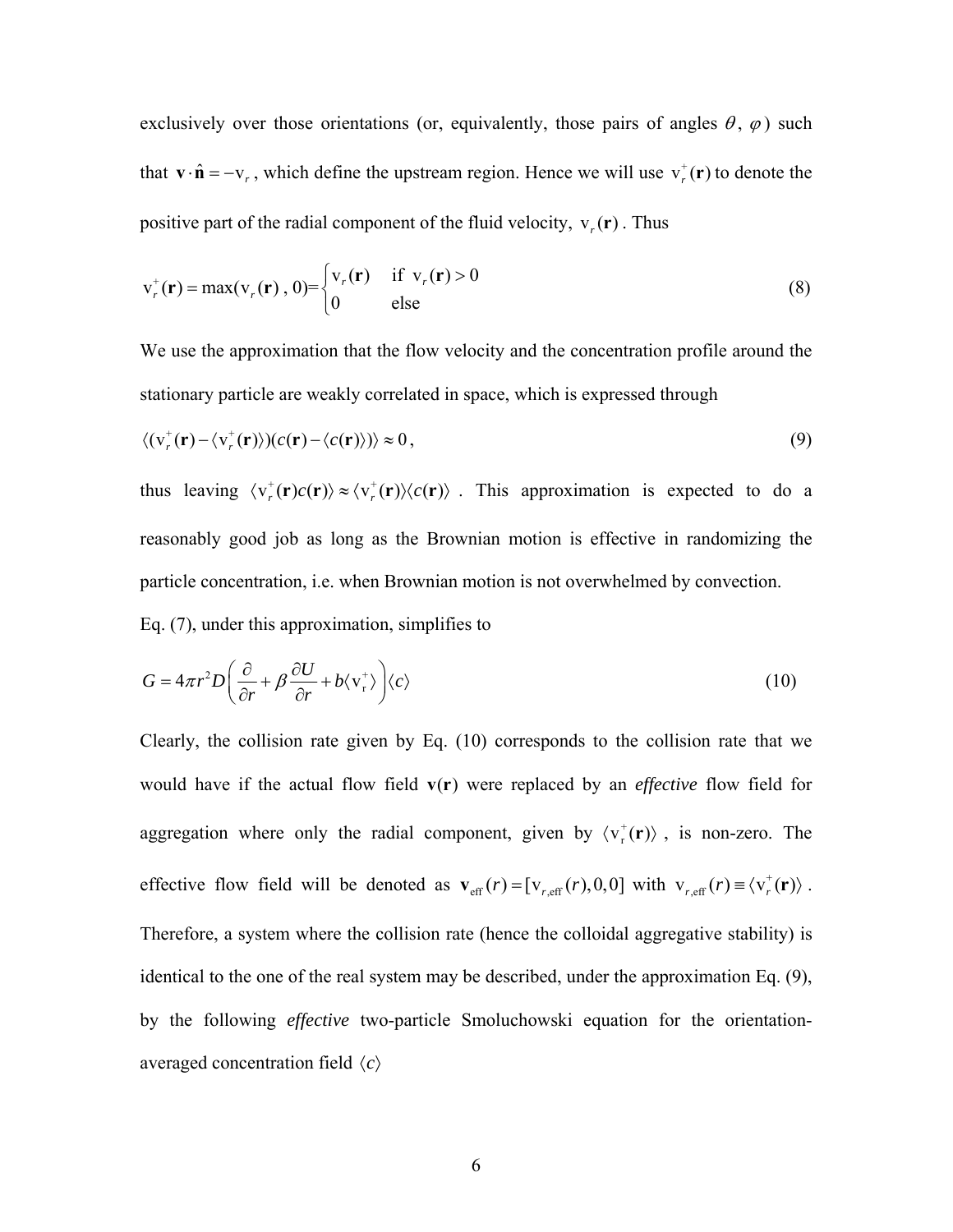exclusively over those orientations (or, equivalently, those pairs of angles $\theta$, $\varphi$) such that $\mathbf{v}\cdot\hat{\mathbf{n}} = -\mathrm{v}_r$, which define the upstream region. Hence we will use $\mathrm{v}_r^+(\mathbf{r})$ to denote the positive part of the radial component of the fluid velocity, $\mathrm{v}_r(\mathbf{r})$. Thus

$$\mathrm{v}_r^+(\mathbf{r}) = \max(\mathrm{v}_r(\mathbf{r})\,,\,0) = \begin{cases} \mathrm{v}_r(\mathbf{r}) & \text{if } \mathrm{v}_r(\mathbf{r}) > 0 \\ 0 & \text{else} \end{cases} \tag{8}$$

We use the approximation that the flow velocity and the concentration profile around the stationary particle are weakly correlated in space, which is expressed through

$$\langle(\mathrm{v}_r^+(\mathbf{r}) - \langle\mathrm{v}_r^+(\mathbf{r})\rangle)(c(\mathbf{r}) - \langle c(\mathbf{r})\rangle)\rangle \approx 0\,, \tag{9}$$

thus leaving $\langle\mathrm{v}_r^+(\mathbf{r})c(\mathbf{r})\rangle \approx \langle\mathrm{v}_r^+(\mathbf{r})\rangle\langle c(\mathbf{r})\rangle$. This approximation is expected to do a reasonably good job as long as the Brownian motion is effective in randomizing the particle concentration, i.e. when Brownian motion is not overwhelmed by convection.

Eq. (7), under this approximation, simplifies to

$$G = 4\pi r^2 D\left(\frac{\partial}{\partial r} + \beta\frac{\partial U}{\partial r} + b\langle\mathrm{v}_r^+\rangle\right)\langle c\rangle \tag{10}$$

Clearly, the collision rate given by Eq. (10) corresponds to the collision rate that we would have if the actual flow field $\mathbf{v}(\mathbf{r})$ were replaced by an *effective* flow field for aggregation where only the radial component, given by $\langle\mathrm{v}_r^+(\mathbf{r})\rangle$, is non-zero. The effective flow field will be denoted as $\mathbf{v}_{\mathrm{eff}}(r) = [\mathrm{v}_{r,\mathrm{eff}}(r), 0, 0]$ with $\mathrm{v}_{r,\mathrm{eff}}(r) \equiv \langle\mathrm{v}_r^+(\mathbf{r})\rangle$. Therefore, a system where the collision rate (hence the colloidal aggregative stability) is identical to the one of the real system may be described, under the approximation Eq. (9), by the following *effective* two-particle Smoluchowski equation for the orientation-averaged concentration field $\langle c\rangle$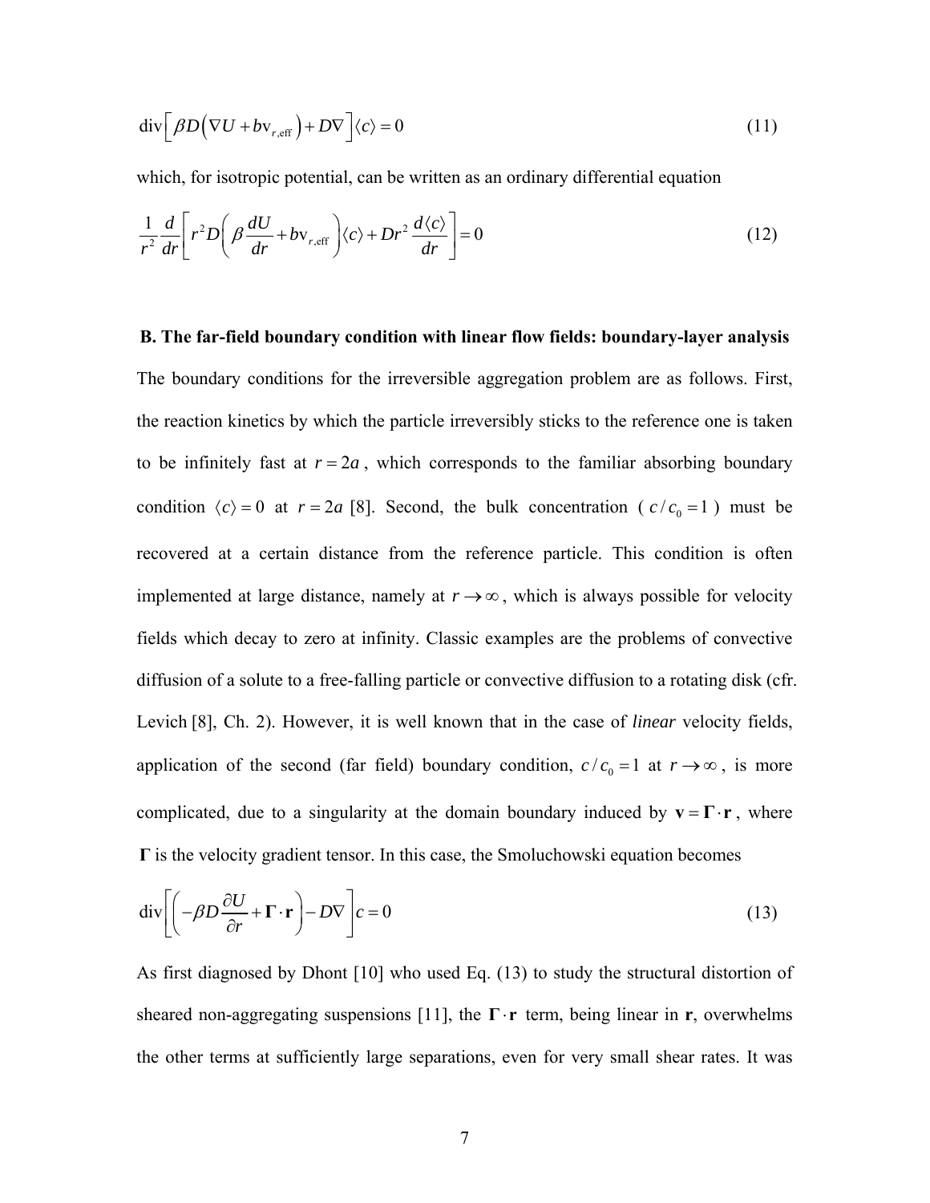$$\mathrm{div}\left[\beta D\left(\nabla U + b\mathrm{v}_{r,\mathrm{eff}}\right) + D\nabla\right]\langle c\rangle = 0 \tag{11}$$

which, for isotropic potential, can be written as an ordinary differential equation

$$\frac{1}{r^2}\frac{d}{dr}\left[r^2 D\left(\beta\frac{dU}{dr} + b\mathrm{v}_{r,\mathrm{eff}}\right)\langle c\rangle + Dr^2\frac{d\langle c\rangle}{dr}\right] = 0 \tag{12}$$

**B. The far-field boundary condition with linear flow fields: boundary-layer analysis**

The boundary conditions for the irreversible aggregation problem are as follows. First, the reaction kinetics by which the particle irreversibly sticks to the reference one is taken to be infinitely fast at $r = 2a$, which corresponds to the familiar absorbing boundary condition $\langle c\rangle = 0$ at $r = 2a$ [8]. Second, the bulk concentration ($c/c_0 = 1$) must be recovered at a certain distance from the reference particle. This condition is often implemented at large distance, namely at $r \to \infty$, which is always possible for velocity fields which decay to zero at infinity. Classic examples are the problems of convective diffusion of a solute to a free-falling particle or convective diffusion to a rotating disk (cfr. Levich [8], Ch. 2). However, it is well known that in the case of *linear* velocity fields, application of the second (far field) boundary condition, $c/c_0 = 1$ at $r \to \infty$, is more complicated, due to a singularity at the domain boundary induced by $\mathbf{v} = \mathbf{\Gamma}\cdot\mathbf{r}$, where $\mathbf{\Gamma}$ is the velocity gradient tensor. In this case, the Smoluchowski equation becomes

$$\mathrm{div}\left[\left(-\beta D\frac{\partial U}{\partial r} + \mathbf{\Gamma}\cdot\mathbf{r}\right) - D\nabla\right]c = 0 \tag{13}$$

As first diagnosed by Dhont [10] who used Eq. (13) to study the structural distortion of sheared non-aggregating suspensions [11], the $\mathbf{\Gamma}\cdot\mathbf{r}$ term, being linear in $\mathbf{r}$, overwhelms the other terms at sufficiently large separations, even for very small shear rates. It was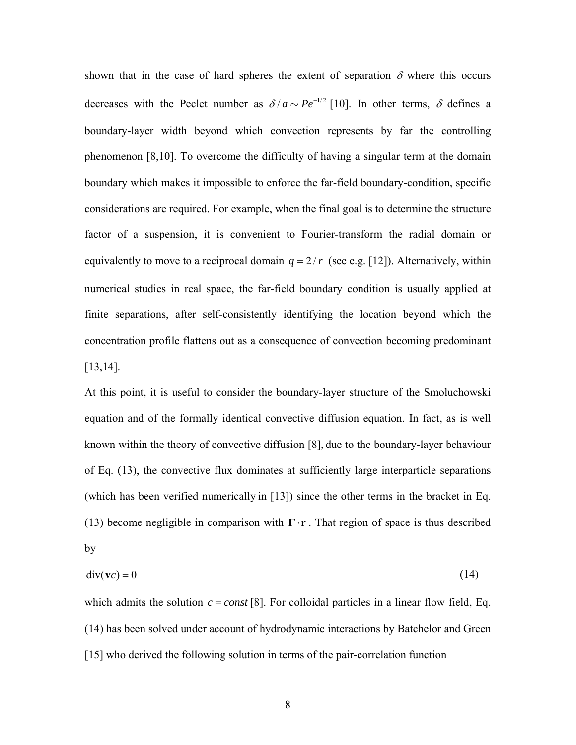shown that in the case of hard spheres the extent of separation $\delta$ where this occurs decreases with the Peclet number as $\delta / a \sim Pe^{-1/2}$ [10]. In other terms, $\delta$ defines a boundary-layer width beyond which convection represents by far the controlling phenomenon [8,10]. To overcome the difficulty of having a singular term at the domain boundary which makes it impossible to enforce the far-field boundary-condition, specific considerations are required. For example, when the final goal is to determine the structure factor of a suspension, it is convenient to Fourier-transform the radial domain or equivalently to move to a reciprocal domain $q = 2/r$ (see e.g. [12]). Alternatively, within numerical studies in real space, the far-field boundary condition is usually applied at finite separations, after self-consistently identifying the location beyond which the concentration profile flattens out as a consequence of convection becoming predominant [13,14].

At this point, it is useful to consider the boundary-layer structure of the Smoluchowski equation and of the formally identical convective diffusion equation. In fact, as is well known within the theory of convective diffusion [8], due to the boundary-layer behaviour of Eq. (13), the convective flux dominates at sufficiently large interparticle separations (which has been verified numerically in [13]) since the other terms in the bracket in Eq. (13) become negligible in comparison with $\mathbf{\Gamma} \cdot \mathbf{r}$. That region of space is thus described by

$$\operatorname{div}(\mathbf{v}c) = 0 \tag{14}$$

which admits the solution $c = const$ [8]. For colloidal particles in a linear flow field, Eq. (14) has been solved under account of hydrodynamic interactions by Batchelor and Green [15] who derived the following solution in terms of the pair-correlation function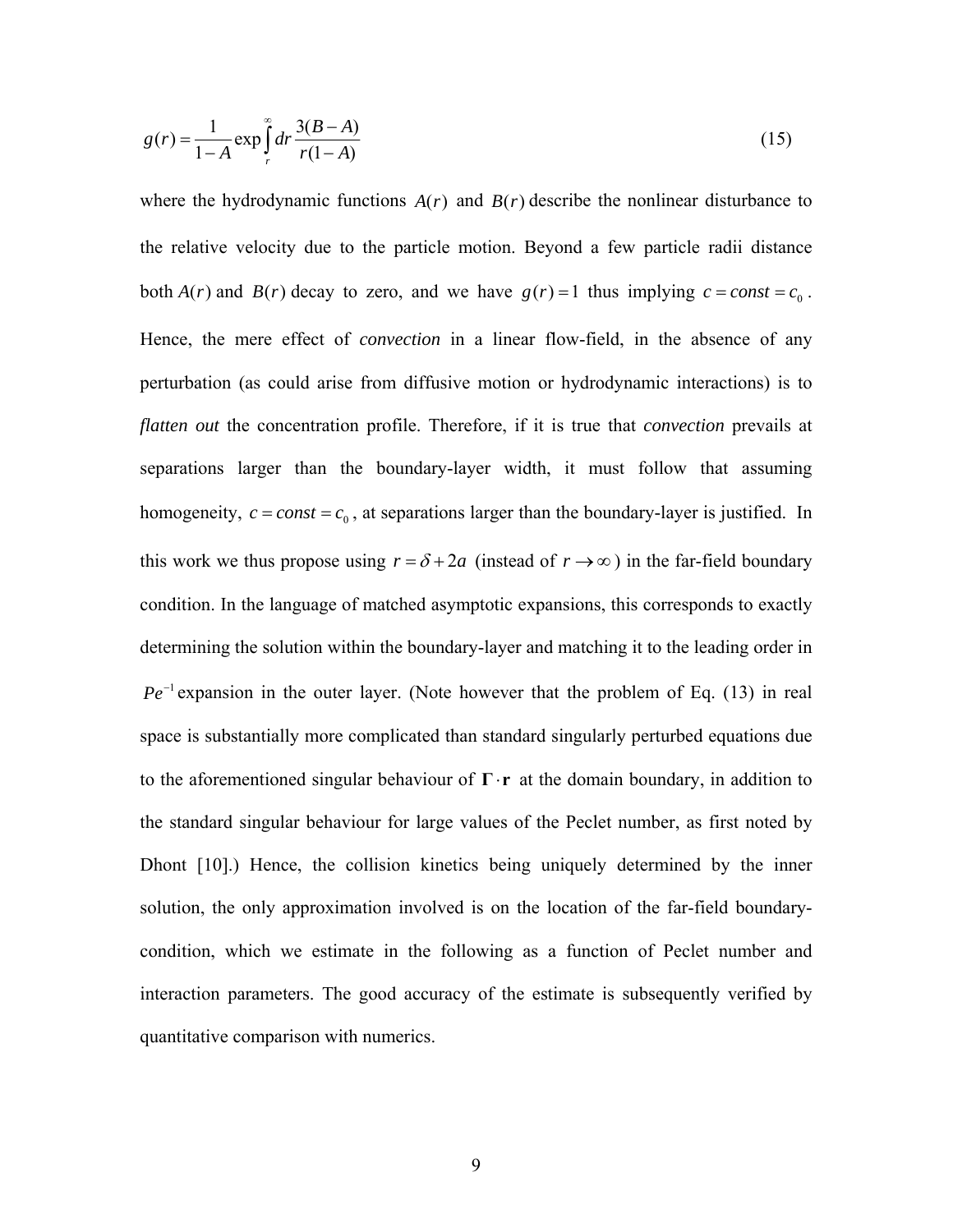$$g(r) = \frac{1}{1-A} \exp \int_r^\infty dr \frac{3(B-A)}{r(1-A)} \tag{15}$$

where the hydrodynamic functions $A(r)$ and $B(r)$ describe the nonlinear disturbance to the relative velocity due to the particle motion. Beyond a few particle radii distance both $A(r)$ and $B(r)$ decay to zero, and we have $g(r) = 1$ thus implying $c = const = c_0$. Hence, the mere effect of *convection* in a linear flow-field, in the absence of any perturbation (as could arise from diffusive motion or hydrodynamic interactions) is to *flatten out* the concentration profile. Therefore, if it is true that *convection* prevails at separations larger than the boundary-layer width, it must follow that assuming homogeneity, $c = const = c_0$, at separations larger than the boundary-layer is justified. In this work we thus propose using $r = \delta + 2a$ (instead of $r \to \infty$) in the far-field boundary condition. In the language of matched asymptotic expansions, this corresponds to exactly determining the solution within the boundary-layer and matching it to the leading order in $Pe^{-1}$ expansion in the outer layer. (Note however that the problem of Eq. (13) in real space is substantially more complicated than standard singularly perturbed equations due to the aforementioned singular behaviour of $\mathbf{\Gamma} \cdot \mathbf{r}$ at the domain boundary, in addition to the standard singular behaviour for large values of the Peclet number, as first noted by Dhont [10].) Hence, the collision kinetics being uniquely determined by the inner solution, the only approximation involved is on the location of the far-field boundary-condition, which we estimate in the following as a function of Peclet number and interaction parameters. The good accuracy of the estimate is subsequently verified by quantitative comparison with numerics.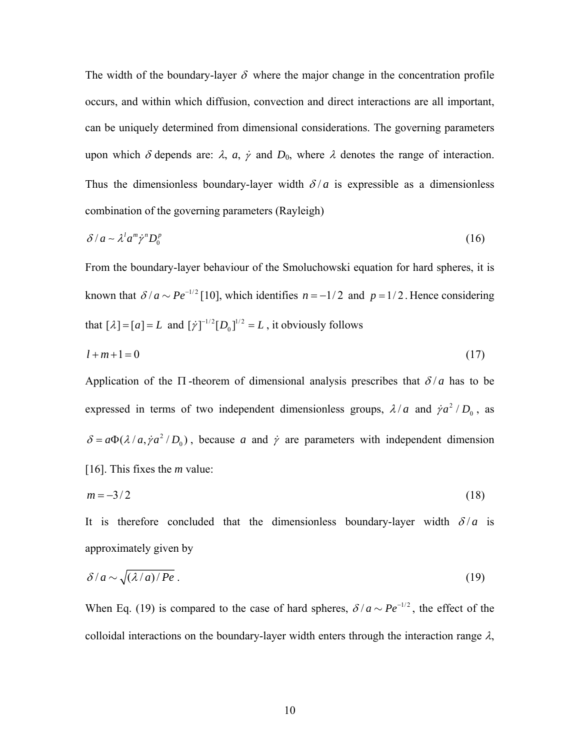The width of the boundary-layer $\delta$ where the major change in the concentration profile occurs, and within which diffusion, convection and direct interactions are all important, can be uniquely determined from dimensional considerations. The governing parameters upon which $\delta$ depends are: $\lambda$, $a$, $\dot{\gamma}$ and $D_0$, where $\lambda$ denotes the range of interaction. Thus the dimensionless boundary-layer width $\delta / a$ is expressible as a dimensionless combination of the governing parameters (Rayleigh)

$$\delta / a \sim \lambda^l a^m \dot{\gamma}^n D_0^p \tag{16}$$

From the boundary-layer behaviour of the Smoluchowski equation for hard spheres, it is known that $\delta / a \sim Pe^{-1/2}$ [10], which identifies $n = -1/2$ and $p = 1/2$. Hence considering that $[\lambda] = [a] = L$ and $[\dot{\gamma}]^{-1/2}[D_0]^{1/2} = L$, it obviously follows

$$l + m + 1 = 0 \tag{17}$$

Application of the $\Pi$-theorem of dimensional analysis prescribes that $\delta / a$ has to be expressed in terms of two independent dimensionless groups, $\lambda / a$ and $\dot{\gamma} a^2 / D_0$, as $\delta = a\Phi(\lambda / a, \dot{\gamma} a^2 / D_0)$, because $a$ and $\dot{\gamma}$ are parameters with independent dimension [16]. This fixes the $m$ value:

$$m = -3/2 \tag{18}$$

It is therefore concluded that the dimensionless boundary-layer width $\delta / a$ is approximately given by

$$\delta / a \sim \sqrt{(\lambda / a) / Pe}\,. \tag{19}$$

When Eq. (19) is compared to the case of hard spheres, $\delta / a \sim Pe^{-1/2}$, the effect of the colloidal interactions on the boundary-layer width enters through the interaction range $\lambda$,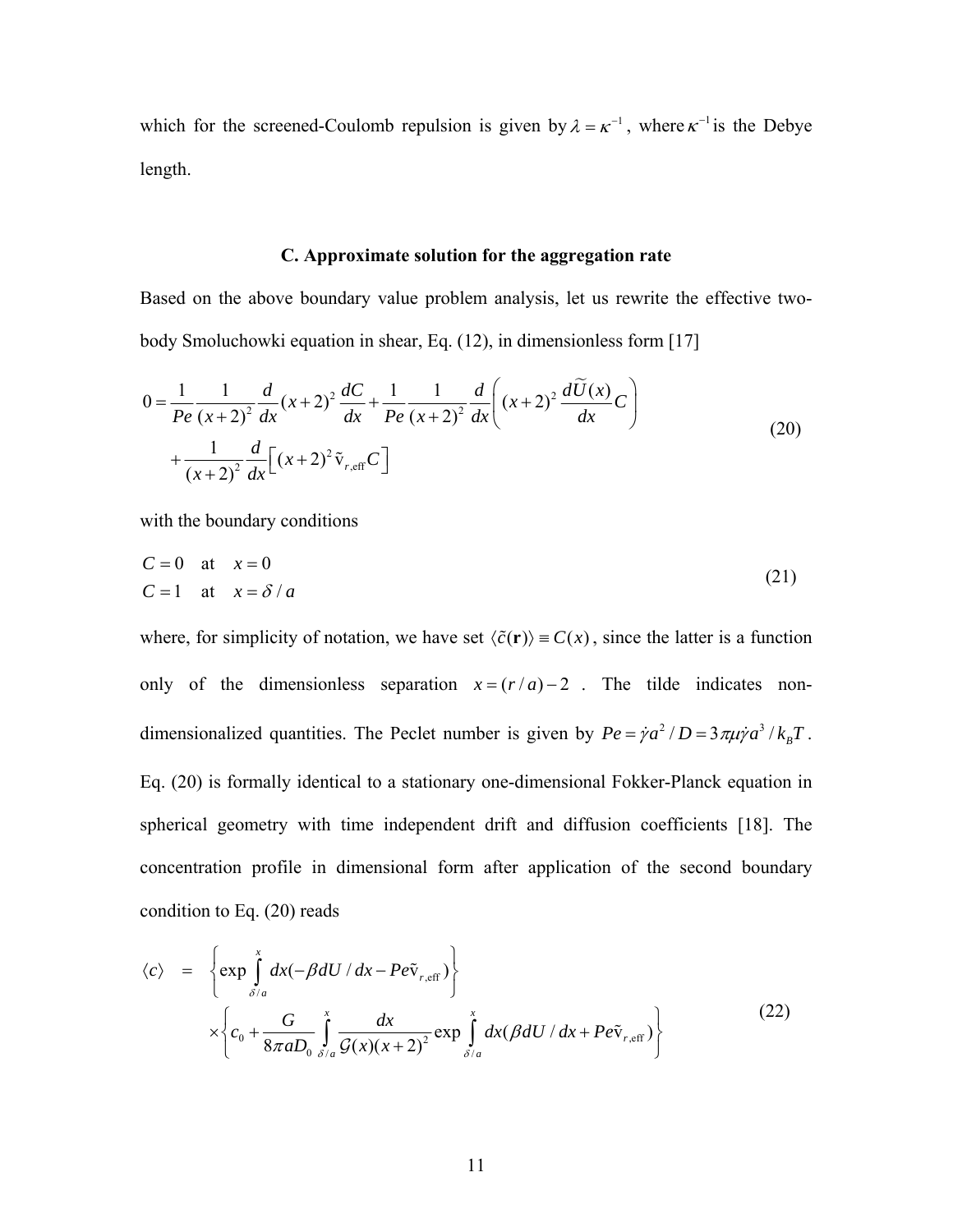which for the screened-Coulomb repulsion is given by $\lambda = \kappa^{-1}$, where $\kappa^{-1}$ is the Debye length.

### C. Approximate solution for the aggregation rate

Based on the above boundary value problem analysis, let us rewrite the effective two-body Smoluchowski equation in shear, Eq. (12), in dimensionless form [17]

$$
\begin{aligned}
0 = & \frac{1}{Pe}\frac{1}{(x+2)^2}\frac{d}{dx}(x+2)^2\frac{dC}{dx} + \frac{1}{Pe}\frac{1}{(x+2)^2}\frac{d}{dx}\left((x+2)^2\frac{d\widetilde{U}(x)}{dx}C\right) \\
& + \frac{1}{(x+2)^2}\frac{d}{dx}\left[(x+2)^2\tilde{\mathrm{v}}_{r,\mathrm{eff}}C\right]
\end{aligned}
\tag{20}
$$

with the boundary conditions

$$
\begin{aligned}
C &= 0 \quad \text{at} \quad x = 0 \\
C &= 1 \quad \text{at} \quad x = \delta / a
\end{aligned}
\tag{21}
$$

where, for simplicity of notation, we have set $\langle \tilde{c}(\mathbf{r})\rangle \equiv C(x)$, since the latter is a function only of the dimensionless separation $x = (r/a) - 2$. The tilde indicates non-dimensionalized quantities. The Peclet number is given by $Pe = \dot{\gamma}a^2 / D = 3\pi\mu\dot{\gamma}a^3 / k_B T$. Eq. (20) is formally identical to a stationary one-dimensional Fokker-Planck equation in spherical geometry with time independent drift and diffusion coefficients [18]. The concentration profile in dimensional form after application of the second boundary condition to Eq. (20) reads

$$
\begin{aligned}
\langle c\rangle \quad = \quad & \left\{\exp\int_{\delta/a}^{x} dx(-\beta dU/dx - Pe\tilde{\mathrm{v}}_{r,\mathrm{eff}})\right\} \\
& \times\left\{c_0 + \frac{G}{8\pi a D_0}\int_{\delta/a}^{x}\frac{dx}{\mathcal{G}(x)(x+2)^2}\exp\int_{\delta/a}^{x} dx(\beta dU/dx + Pe\tilde{\mathrm{v}}_{r,\mathrm{eff}})\right\}
\end{aligned}
\tag{22}
$$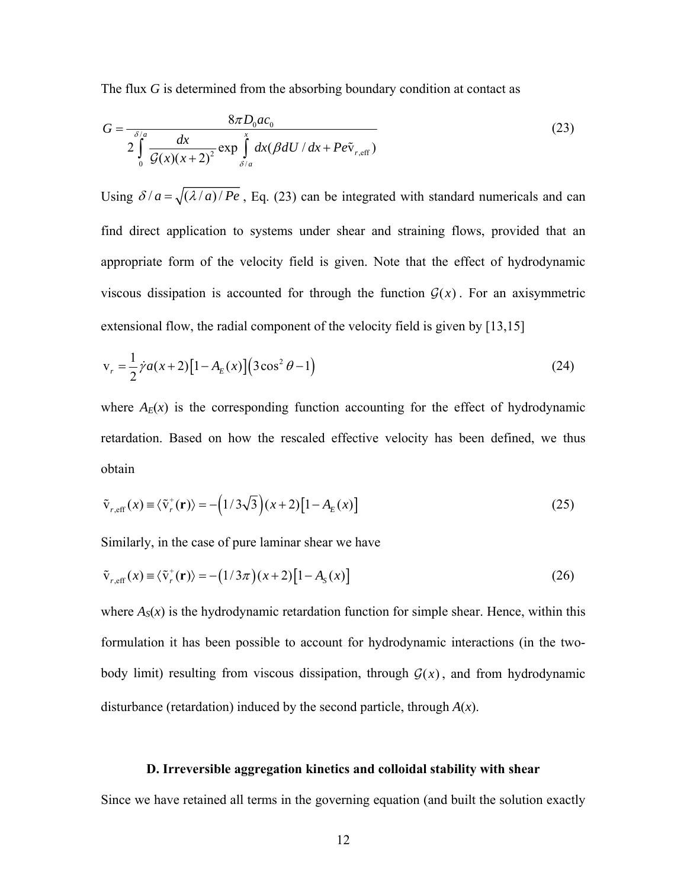The flux $G$ is determined from the absorbing boundary condition at contact as

$$G = \frac{8\pi D_0 a c_0}{2\int\limits_0^{\delta/a} \frac{dx}{\mathcal{G}(x)(x+2)^2} \exp \int\limits_{\delta/a}^{x} dx(\beta dU/dx + Pe\tilde{\mathrm{v}}_{r,\mathrm{eff}})} \tag{23}$$

Using $\delta/a = \sqrt{(\lambda/a)/Pe}$, Eq. (23) can be integrated with standard numericals and can find direct application to systems under shear and straining flows, provided that an appropriate form of the velocity field is given. Note that the effect of hydrodynamic viscous dissipation is accounted for through the function $\mathcal{G}(x)$. For an axisymmetric extensional flow, the radial component of the velocity field is given by [13,15]

$$\mathrm{v}_r = \frac{1}{2}\dot{\gamma}a(x+2)\left[1 - A_E(x)\right]\left(3\cos^2\theta - 1\right) \tag{24}$$

where $A_E(x)$ is the corresponding function accounting for the effect of hydrodynamic retardation. Based on how the rescaled effective velocity has been defined, we thus obtain

$$\tilde{\mathrm{v}}_{r,\mathrm{eff}}(x) \equiv \langle \tilde{\mathrm{v}}_r^+(\mathbf{r}) \rangle = -\left(1/3\sqrt{3}\right)(x+2)\left[1 - A_E(x)\right] \tag{25}$$

Similarly, in the case of pure laminar shear we have

$$\tilde{\mathrm{v}}_{r,\mathrm{eff}}(x) \equiv \langle \tilde{\mathrm{v}}_r^+(\mathbf{r}) \rangle = -\left(1/3\pi\right)(x+2)\left[1 - A_S(x)\right] \tag{26}$$

where $A_S(x)$ is the hydrodynamic retardation function for simple shear. Hence, within this formulation it has been possible to account for hydrodynamic interactions (in the two-body limit) resulting from viscous dissipation, through $\mathcal{G}(x)$, and from hydrodynamic disturbance (retardation) induced by the second particle, through $A(x)$.

### D. Irreversible aggregation kinetics and colloidal stability with shear

Since we have retained all terms in the governing equation (and built the solution exactly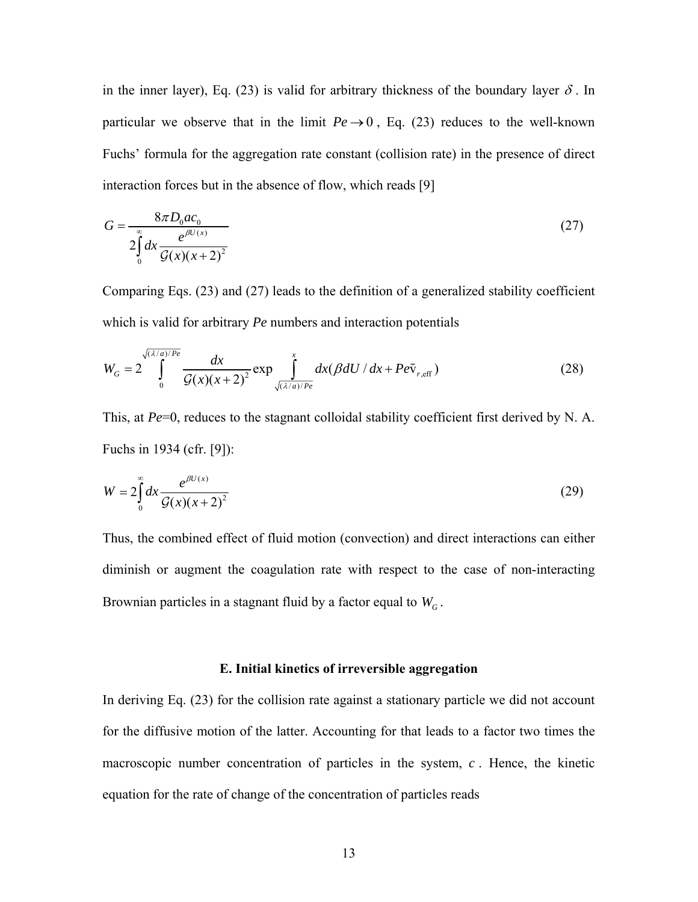in the inner layer), Eq. (23) is valid for arbitrary thickness of the boundary layer $\delta$. In particular we observe that in the limit $Pe \to 0$, Eq. (23) reduces to the well-known Fuchs' formula for the aggregation rate constant (collision rate) in the presence of direct interaction forces but in the absence of flow, which reads [9]

$$G = \frac{8\pi D_0 a c_0}{2\int_0^\infty dx \frac{e^{\beta U(x)}}{\mathcal{G}(x)(x+2)^2}} \tag{27}$$

Comparing Eqs. (23) and (27) leads to the definition of a generalized stability coefficient which is valid for arbitrary $Pe$ numbers and interaction potentials

$$W_G = 2\int_0^{\sqrt{(\lambda/a)/Pe}} \frac{dx}{\mathcal{G}(x)(x+2)^2} \exp \int_{\sqrt{(\lambda/a)/Pe}}^{x} dx(\beta dU/dx + Pe\tilde{v}_{r,\text{eff}}) \tag{28}$$

This, at $Pe$=0, reduces to the stagnant colloidal stability coefficient first derived by N. A. Fuchs in 1934 (cfr. [9]):

$$W = 2\int_0^\infty dx \frac{e^{\beta U(x)}}{\mathcal{G}(x)(x+2)^2} \tag{29}$$

Thus, the combined effect of fluid motion (convection) and direct interactions can either diminish or augment the coagulation rate with respect to the case of non-interacting Brownian particles in a stagnant fluid by a factor equal to $W_G$.

### E. Initial kinetics of irreversible aggregation

In deriving Eq. (23) for the collision rate against a stationary particle we did not account for the diffusive motion of the latter. Accounting for that leads to a factor two times the macroscopic number concentration of particles in the system, $c$. Hence, the kinetic equation for the rate of change of the concentration of particles reads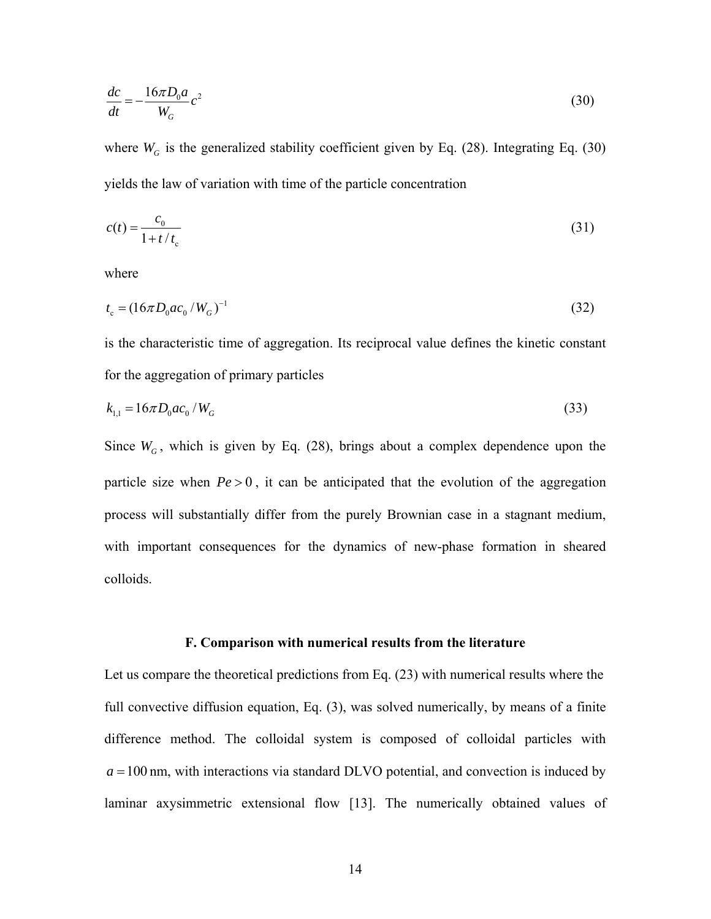$$\frac{dc}{dt} = -\frac{16\pi D_0 a}{W_G} c^2 \tag{30}$$

where $W_G$ is the generalized stability coefficient given by Eq. (28). Integrating Eq. (30) yields the law of variation with time of the particle concentration

$$c(t) = \frac{c_0}{1 + t / t_c} \tag{31}$$

where

$$t_c = (16\pi D_0 a c_0 / W_G)^{-1} \tag{32}$$

is the characteristic time of aggregation. Its reciprocal value defines the kinetic constant for the aggregation of primary particles

$$k_{1,1} = 16\pi D_0 a c_0 / W_G \tag{33}$$

Since $W_G$, which is given by Eq. (28), brings about a complex dependence upon the particle size when $Pe > 0$, it can be anticipated that the evolution of the aggregation process will substantially differ from the purely Brownian case in a stagnant medium, with important consequences for the dynamics of new-phase formation in sheared colloids.

### F. Comparison with numerical results from the literature

Let us compare the theoretical predictions from Eq. (23) with numerical results where the full convective diffusion equation, Eq. (3), was solved numerically, by means of a finite difference method. The colloidal system is composed of colloidal particles with $a = 100$ nm, with interactions via standard DLVO potential, and convection is induced by laminar axysimmetric extensional flow [13]. The numerically obtained values of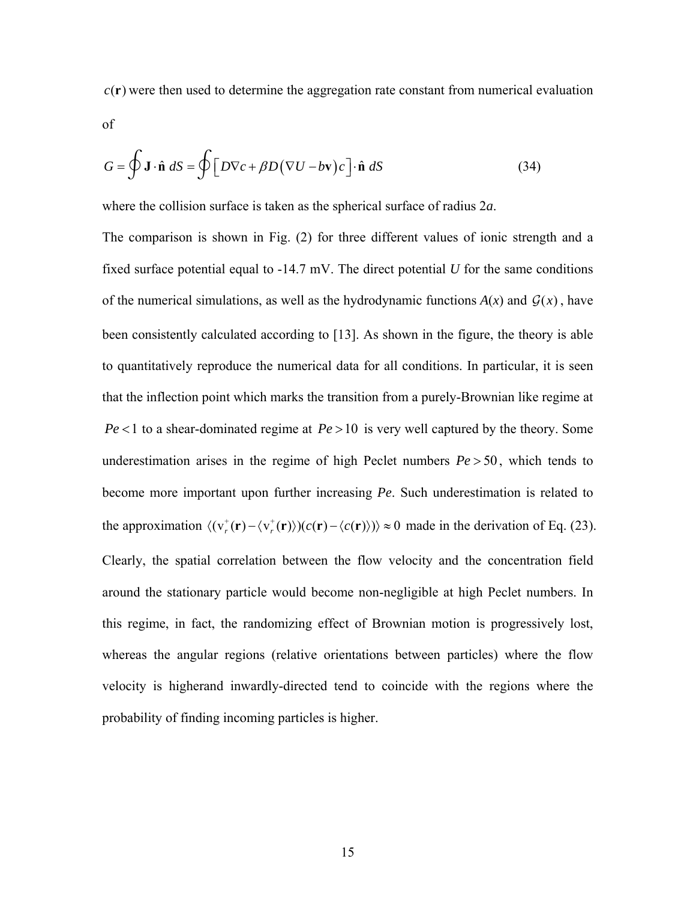$c(\mathbf{r})$ were then used to determine the aggregation rate constant from numerical evaluation of

$$G = \oint \mathbf{J} \cdot \hat{\mathbf{n}} \, dS = \oint \left[ D\nabla c + \beta D \left( \nabla U - b\mathbf{v} \right) c \right] \cdot \hat{\mathbf{n}} \, dS \tag{34}$$

where the collision surface is taken as the spherical surface of radius $2a$.

The comparison is shown in Fig. (2) for three different values of ionic strength and a fixed surface potential equal to -14.7 mV. The direct potential $U$ for the same conditions of the numerical simulations, as well as the hydrodynamic functions $A(x)$ and $\mathcal{G}(x)$, have been consistently calculated according to [13]. As shown in the figure, the theory is able to quantitatively reproduce the numerical data for all conditions. In particular, it is seen that the inflection point which marks the transition from a purely-Brownian like regime at $Pe < 1$ to a shear-dominated regime at $Pe > 10$ is very well captured by the theory. Some underestimation arises in the regime of high Peclet numbers $Pe > 50$, which tends to become more important upon further increasing $Pe$. Such underestimation is related to the approximation $\langle (\mathrm{v}_r^+(\mathbf{r}) - \langle \mathrm{v}_r^+(\mathbf{r}) \rangle)(c(\mathbf{r}) - \langle c(\mathbf{r}) \rangle) \rangle \approx 0$ made in the derivation of Eq. (23). Clearly, the spatial correlation between the flow velocity and the concentration field around the stationary particle would become non-negligible at high Peclet numbers. In this regime, in fact, the randomizing effect of Brownian motion is progressively lost, whereas the angular regions (relative orientations between particles) where the flow velocity is higherand inwardly-directed tend to coincide with the regions where the probability of finding incoming particles is higher.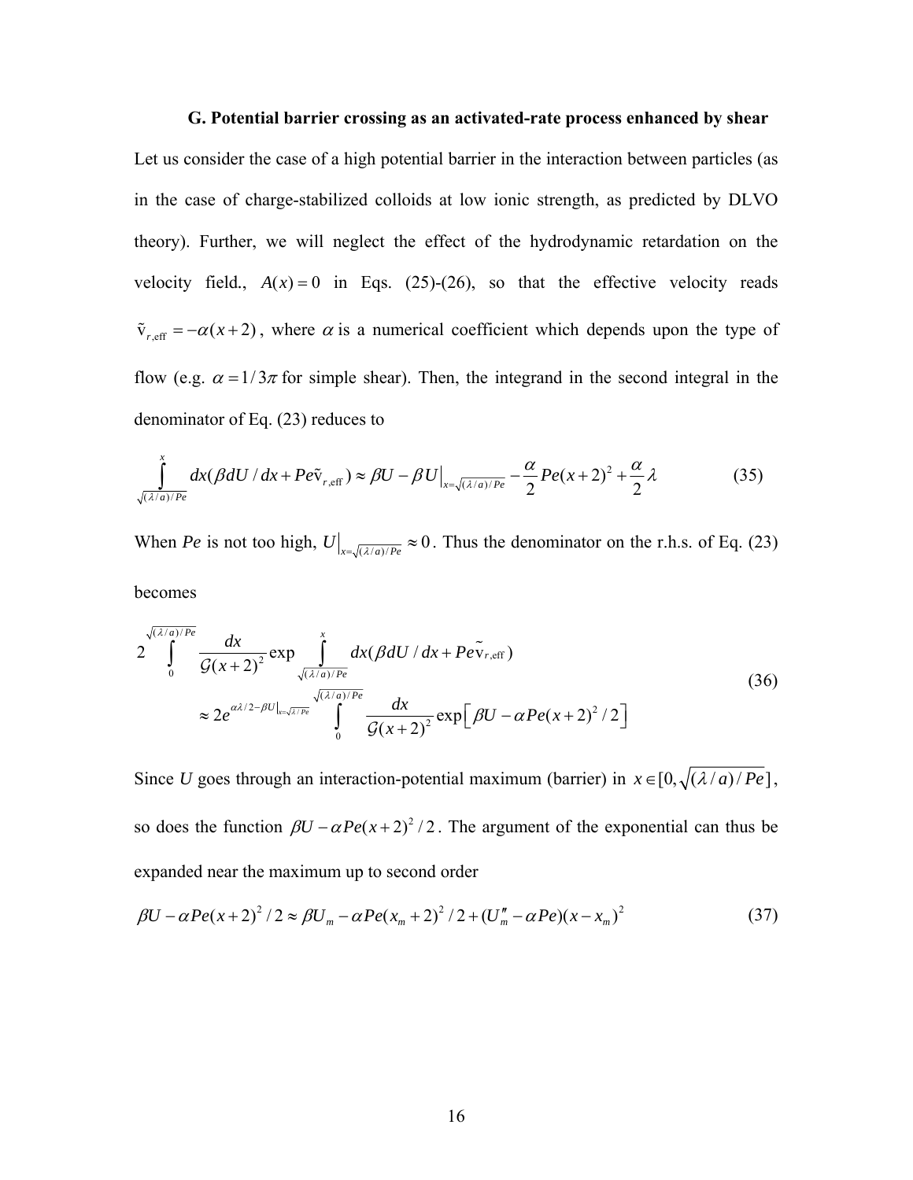### G. Potential barrier crossing as an activated-rate process enhanced by shear

Let us consider the case of a high potential barrier in the interaction between particles (as in the case of charge-stabilized colloids at low ionic strength, as predicted by DLVO theory). Further, we will neglect the effect of the hydrodynamic retardation on the velocity field., $A(x) = 0$ in Eqs. (25)-(26), so that the effective velocity reads $\tilde{v}_{r,\text{eff}} = -\alpha(x+2)$, where $\alpha$ is a numerical coefficient which depends upon the type of flow (e.g. $\alpha = 1/3\pi$ for simple shear). Then, the integrand in the second integral in the denominator of Eq. (23) reduces to

$$\int_{\sqrt{(\lambda/a)/Pe}}^{x} dx(\beta dU/dx + Pe\tilde{v}_{r,\text{eff}}) \approx \beta U - \beta U\big|_{x=\sqrt{(\lambda/a)/Pe}} - \frac{\alpha}{2}Pe(x+2)^2 + \frac{\alpha}{2}\lambda \tag{35}$$

When $Pe$ is not too high, $U\big|_{x=\sqrt{(\lambda/a)/Pe}} \approx 0$. Thus the denominator on the r.h.s. of Eq. (23) becomes

$$\begin{aligned} &2\int_{0}^{\sqrt{(\lambda/a)/Pe}} \frac{dx}{\mathcal{G}(x+2)^2}\exp\int_{\sqrt{(\lambda/a)/Pe}}^{x} dx(\beta dU/dx + Pe\tilde{v}_{r,\text{eff}}) \\ &\approx 2e^{\alpha\lambda/2 - \beta U|_{x=\sqrt{\lambda/Pe}}}\int_{0}^{\sqrt{(\lambda/a)/Pe}} \frac{dx}{\mathcal{G}(x+2)^2}\exp\left[\beta U - \alpha Pe(x+2)^2/2\right] \end{aligned} \tag{36}$$

Since $U$ goes through an interaction-potential maximum (barrier) in $x \in [0, \sqrt{(\lambda/a)/Pe}]$, so does the function $\beta U - \alpha Pe(x+2)^2/2$. The argument of the exponential can thus be expanded near the maximum up to second order

$$\beta U - \alpha Pe(x+2)^2/2 \approx \beta U_m - \alpha Pe(x_m+2)^2/2 + (U_m'' - \alpha Pe)(x - x_m)^2 \tag{37}$$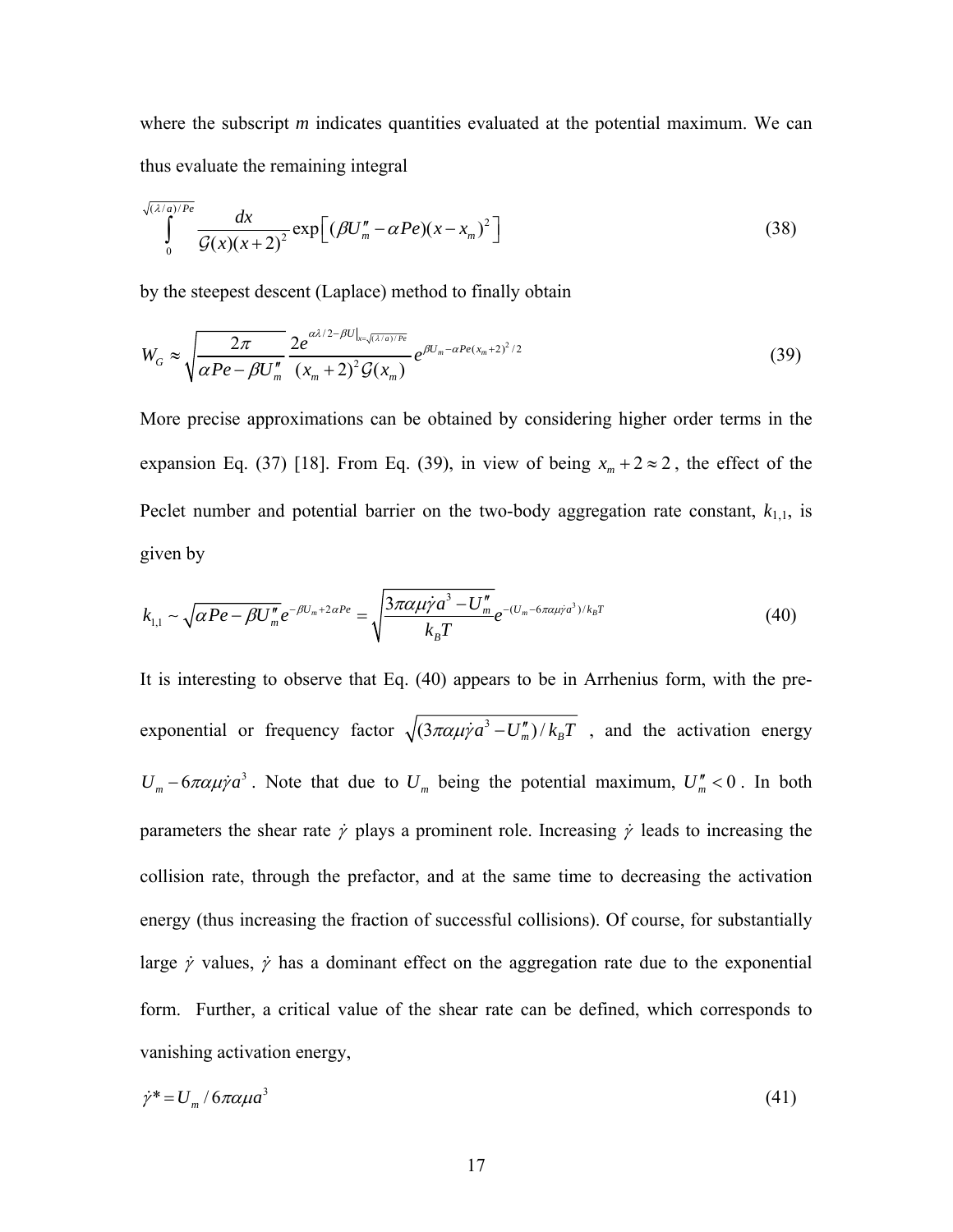where the subscript *m* indicates quantities evaluated at the potential maximum. We can thus evaluate the remaining integral

$$\int_0^{\sqrt{(\lambda/a)/Pe}} \frac{dx}{\mathcal{G}(x)(x+2)^2} \exp\left[(\beta U''_m - \alpha Pe)(x-x_m)^2\right] \tag{38}$$

by the steepest descent (Laplace) method to finally obtain

$$W_G \approx \sqrt{\frac{2\pi}{\alpha Pe - \beta U''_m}} \frac{2e^{\alpha\lambda/2 - \beta U|_{x=\sqrt{(\lambda/a)/Pe}}}}{(x_m+2)^2 \mathcal{G}(x_m)} e^{\beta U_m - \alpha Pe(x_m+2)^2/2} \tag{39}$$

More precise approximations can be obtained by considering higher order terms in the expansion Eq. (37) [18]. From Eq. (39), in view of being $x_m + 2 \approx 2$, the effect of the Peclet number and potential barrier on the two-body aggregation rate constant, $k_{1,1}$, is given by

$$k_{1,1} \sim \sqrt{\alpha Pe - \beta U''_m} e^{-\beta U_m + 2\alpha Pe} = \sqrt{\frac{3\pi\alpha\mu\dot{\gamma}a^3 - U''_m}{k_B T}} e^{-(U_m - 6\pi\alpha\mu\dot{\gamma}a^3)/k_B T} \tag{40}$$

It is interesting to observe that Eq. (40) appears to be in Arrhenius form, with the pre-exponential or frequency factor $\sqrt{(3\pi\alpha\mu\dot{\gamma}a^3 - U''_m)/k_B T}$, and the activation energy $U_m - 6\pi\alpha\mu\dot{\gamma}a^3$. Note that due to $U_m$ being the potential maximum, $U''_m < 0$. In both parameters the shear rate $\dot{\gamma}$ plays a prominent role. Increasing $\dot{\gamma}$ leads to increasing the collision rate, through the prefactor, and at the same time to decreasing the activation energy (thus increasing the fraction of successful collisions). Of course, for substantially large $\dot{\gamma}$ values, $\dot{\gamma}$ has a dominant effect on the aggregation rate due to the exponential form. Further, a critical value of the shear rate can be defined, which corresponds to vanishing activation energy,

$$\dot{\gamma}^* = U_m / 6\pi\alpha\mu a^3 \tag{41}$$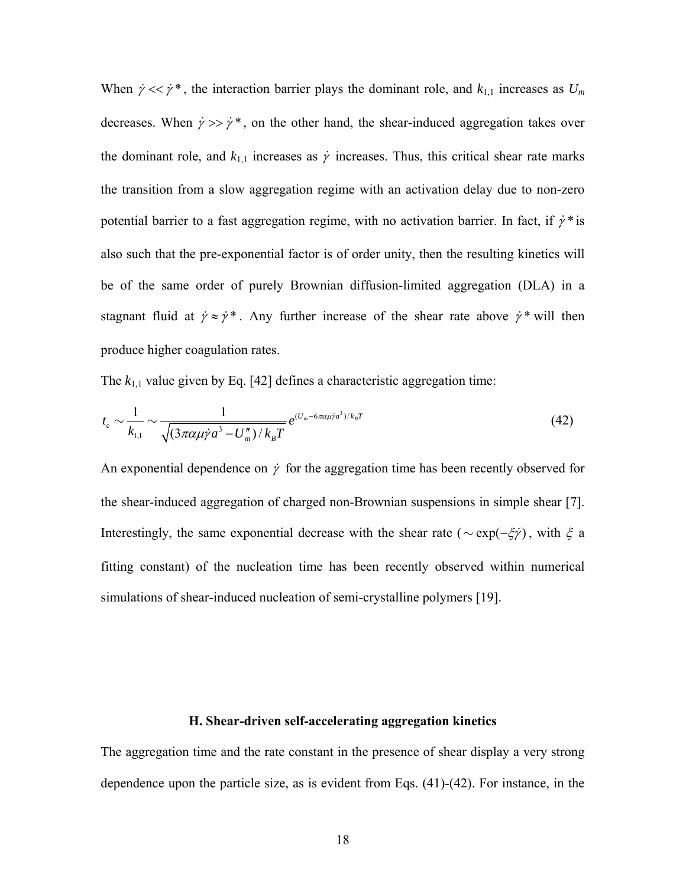When $\dot{\gamma} << \dot{\gamma}^*$, the interaction barrier plays the dominant role, and $k_{1,1}$ increases as $U_m$ decreases. When $\dot{\gamma} >> \dot{\gamma}^*$, on the other hand, the shear-induced aggregation takes over the dominant role, and $k_{1,1}$ increases as $\dot{\gamma}$ increases. Thus, this critical shear rate marks the transition from a slow aggregation regime with an activation delay due to non-zero potential barrier to a fast aggregation regime, with no activation barrier. In fact, if $\dot{\gamma}^*$ is also such that the pre-exponential factor is of order unity, then the resulting kinetics will be of the same order of purely Brownian diffusion-limited aggregation (DLA) in a stagnant fluid at $\dot{\gamma} \approx \dot{\gamma}^*$. Any further increase of the shear rate above $\dot{\gamma}^*$ will then produce higher coagulation rates.

The $k_{1,1}$ value given by Eq. [42] defines a characteristic aggregation time:

$$t_c \sim \frac{1}{k_{1,1}} \sim \frac{1}{\sqrt{(3\pi\alpha\mu\dot{\gamma}a^3 - U_m'')/k_BT}} e^{(U_m - 6\pi\alpha\mu\dot{\gamma}a^3)/k_BT} \tag{42}$$

An exponential dependence on $\dot{\gamma}$ for the aggregation time has been recently observed for the shear-induced aggregation of charged non-Brownian suspensions in simple shear [7]. Interestingly, the same exponential decrease with the shear rate ($\sim \exp(-\xi\dot{\gamma})$, with $\xi$ a fitting constant) of the nucleation time has been recently observed within numerical simulations of shear-induced nucleation of semi-crystalline polymers [19].

### H. Shear-driven self-accelerating aggregation kinetics

The aggregation time and the rate constant in the presence of shear display a very strong dependence upon the particle size, as is evident from Eqs. (41)-(42). For instance, in the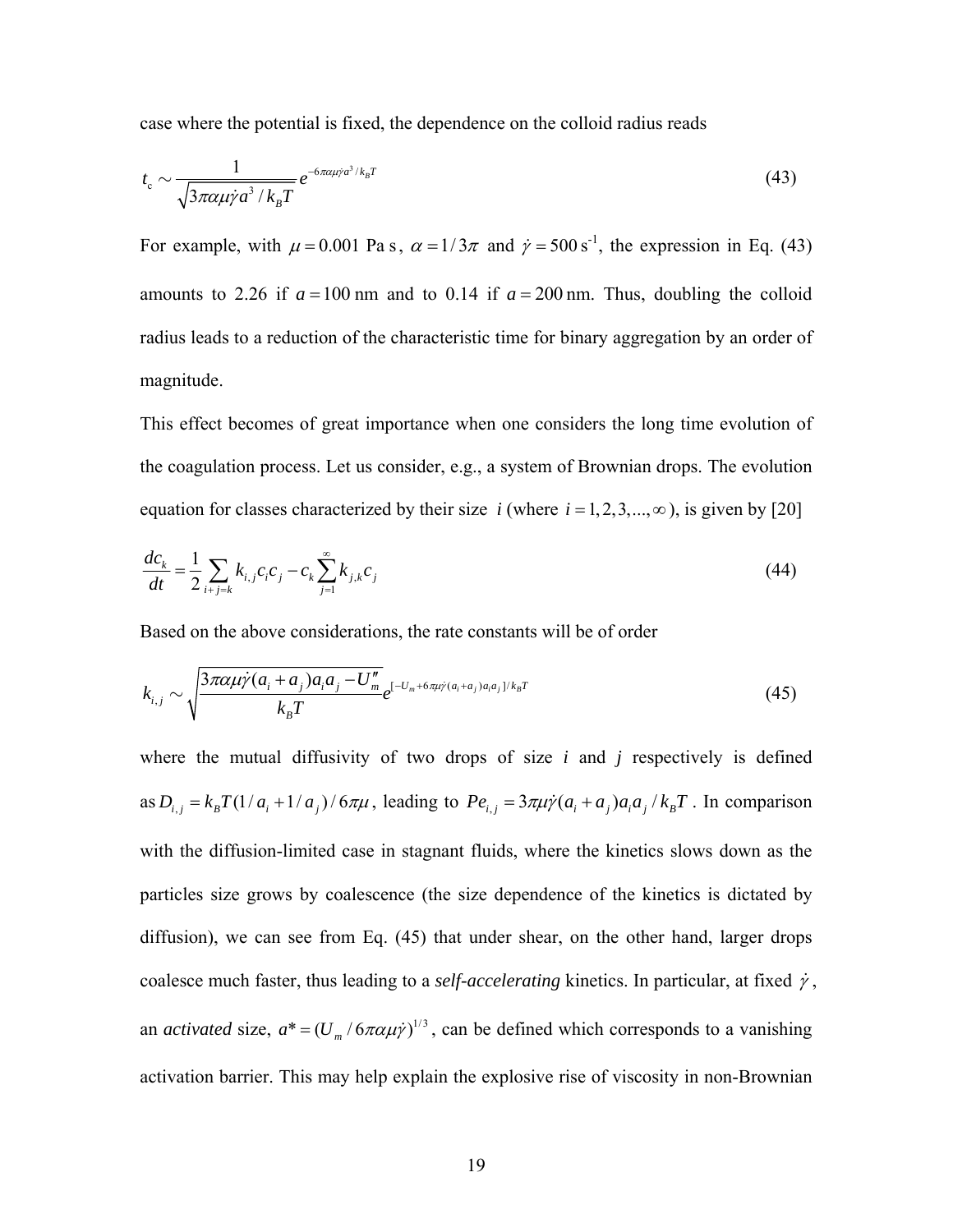case where the potential is fixed, the dependence on the colloid radius reads

$$t_c \sim \frac{1}{\sqrt{3\pi\alpha\mu\dot{\gamma}a^3 / k_B T}} e^{-6\pi\alpha\mu\dot{\gamma}a^3 / k_B T} \tag{43}$$

For example, with $\mu = 0.001$ Pa s, $\alpha = 1/3\pi$ and $\dot{\gamma} = 500\,\text{s}^{-1}$, the expression in Eq. (43) amounts to 2.26 if $a = 100$ nm and to 0.14 if $a = 200$ nm. Thus, doubling the colloid radius leads to a reduction of the characteristic time for binary aggregation by an order of magnitude.

This effect becomes of great importance when one considers the long time evolution of the coagulation process. Let us consider, e.g., a system of Brownian drops. The evolution equation for classes characterized by their size $i$ (where $i = 1, 2, 3, ..., \infty$), is given by [20]

$$\frac{dc_k}{dt} = \frac{1}{2}\sum_{i+j=k} k_{i,j} c_i c_j - c_k \sum_{j=1}^{\infty} k_{j,k} c_j \tag{44}$$

Based on the above considerations, the rate constants will be of order

$$k_{i,j} \sim \sqrt{\frac{3\pi\alpha\mu\dot{\gamma}(a_i + a_j)a_i a_j - U_m''}{k_B T}} e^{[-U_m + 6\pi\mu\dot{\gamma}(a_i + a_j)a_i a_j]/k_B T} \tag{45}$$

where the mutual diffusivity of two drops of size *i* and *j* respectively is defined as $D_{i,j} = k_B T(1/a_i + 1/a_j)/6\pi\mu$, leading to $Pe_{i,j} = 3\pi\mu\dot{\gamma}(a_i + a_j)a_i a_j / k_B T$. In comparison with the diffusion-limited case in stagnant fluids, where the kinetics slows down as the particles size grows by coalescence (the size dependence of the kinetics is dictated by diffusion), we can see from Eq. (45) that under shear, on the other hand, larger drops coalesce much faster, thus leading to a *self-accelerating* kinetics. In particular, at fixed $\dot{\gamma}$, an *activated* size, $a^* = (U_m / 6\pi\alpha\mu\dot{\gamma})^{1/3}$, can be defined which corresponds to a vanishing activation barrier. This may help explain the explosive rise of viscosity in non-Brownian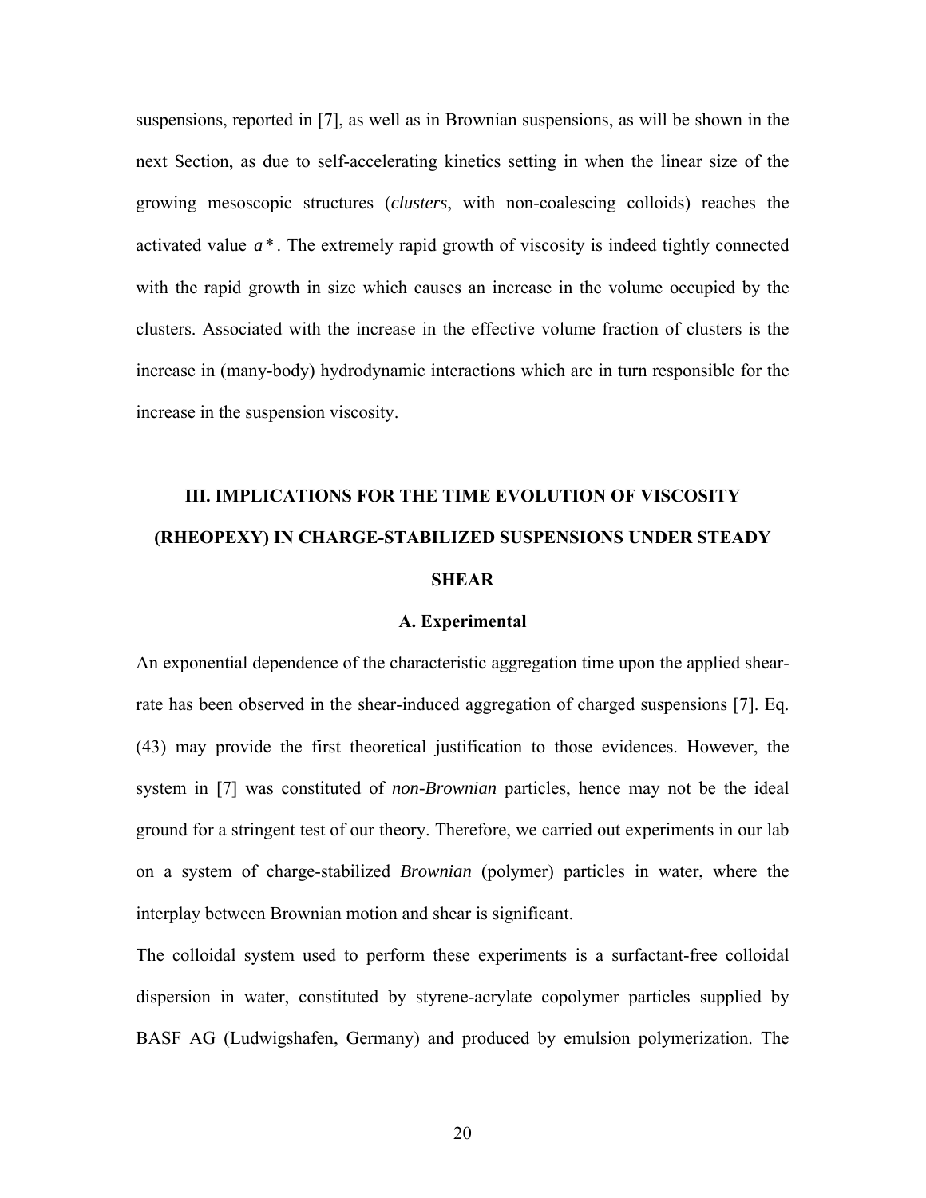suspensions, reported in [7], as well as in Brownian suspensions, as will be shown in the next Section, as due to self-accelerating kinetics setting in when the linear size of the growing mesoscopic structures (*clusters*, with non-coalescing colloids) reaches the activated value $a^*$. The extremely rapid growth of viscosity is indeed tightly connected with the rapid growth in size which causes an increase in the volume occupied by the clusters. Associated with the increase in the effective volume fraction of clusters is the increase in (many-body) hydrodynamic interactions which are in turn responsible for the increase in the suspension viscosity.

## III. IMPLICATIONS FOR THE TIME EVOLUTION OF VISCOSITY (RHEOPEXY) IN CHARGE-STABILIZED SUSPENSIONS UNDER STEADY SHEAR

### A. Experimental

An exponential dependence of the characteristic aggregation time upon the applied shear-rate has been observed in the shear-induced aggregation of charged suspensions [7]. Eq. (43) may provide the first theoretical justification to those evidences. However, the system in [7] was constituted of *non-Brownian* particles, hence may not be the ideal ground for a stringent test of our theory. Therefore, we carried out experiments in our lab on a system of charge-stabilized *Brownian* (polymer) particles in water, where the interplay between Brownian motion and shear is significant.

The colloidal system used to perform these experiments is a surfactant-free colloidal dispersion in water, constituted by styrene-acrylate copolymer particles supplied by BASF AG (Ludwigshafen, Germany) and produced by emulsion polymerization. The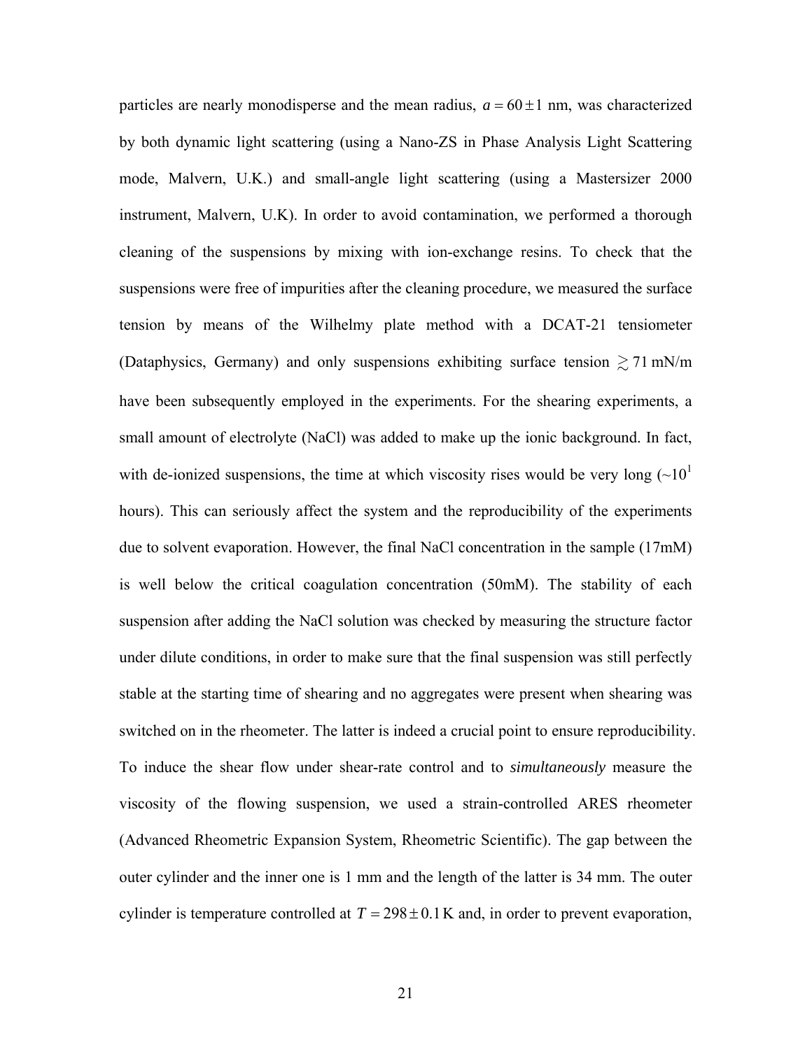particles are nearly monodisperse and the mean radius, $a = 60 \pm 1$ nm, was characterized by both dynamic light scattering (using a Nano-ZS in Phase Analysis Light Scattering mode, Malvern, U.K.) and small-angle light scattering (using a Mastersizer 2000 instrument, Malvern, U.K). In order to avoid contamination, we performed a thorough cleaning of the suspensions by mixing with ion-exchange resins. To check that the suspensions were free of impurities after the cleaning procedure, we measured the surface tension by means of the Wilhelmy plate method with a DCAT-21 tensiometer (Dataphysics, Germany) and only suspensions exhibiting surface tension $\gtrsim 71$ mN/m have been subsequently employed in the experiments. For the shearing experiments, a small amount of electrolyte (NaCl) was added to make up the ionic background. In fact, with de-ionized suspensions, the time at which viscosity rises would be very long ($\sim 10^1$ hours). This can seriously affect the system and the reproducibility of the experiments due to solvent evaporation. However, the final NaCl concentration in the sample (17mM) is well below the critical coagulation concentration (50mM). The stability of each suspension after adding the NaCl solution was checked by measuring the structure factor under dilute conditions, in order to make sure that the final suspension was still perfectly stable at the starting time of shearing and no aggregates were present when shearing was switched on in the rheometer. The latter is indeed a crucial point to ensure reproducibility. To induce the shear flow under shear-rate control and to *simultaneously* measure the viscosity of the flowing suspension, we used a strain-controlled ARES rheometer (Advanced Rheometric Expansion System, Rheometric Scientific). The gap between the outer cylinder and the inner one is 1 mm and the length of the latter is 34 mm. The outer cylinder is temperature controlled at $T = 298 \pm 0.1$ K and, in order to prevent evaporation,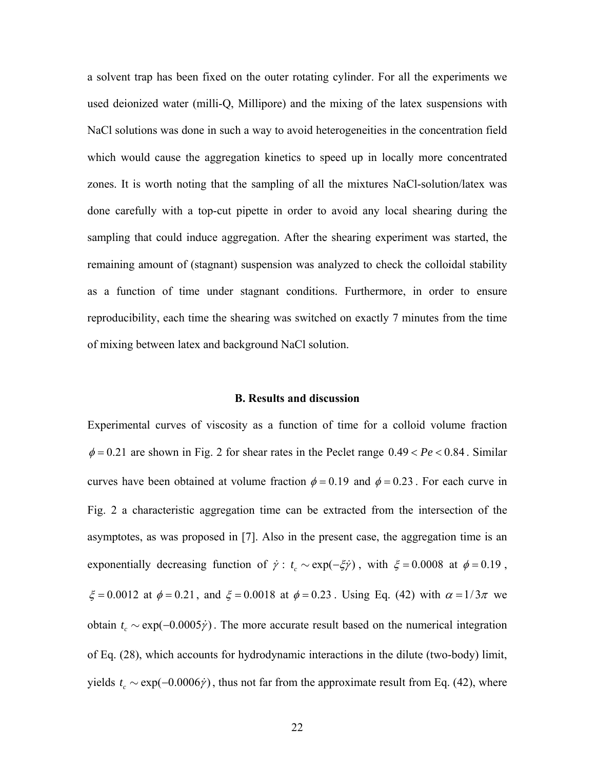a solvent trap has been fixed on the outer rotating cylinder. For all the experiments we used deionized water (milli-Q, Millipore) and the mixing of the latex suspensions with NaCl solutions was done in such a way to avoid heterogeneities in the concentration field which would cause the aggregation kinetics to speed up in locally more concentrated zones. It is worth noting that the sampling of all the mixtures NaCl-solution/latex was done carefully with a top-cut pipette in order to avoid any local shearing during the sampling that could induce aggregation. After the shearing experiment was started, the remaining amount of (stagnant) suspension was analyzed to check the colloidal stability as a function of time under stagnant conditions. Furthermore, in order to ensure reproducibility, each time the shearing was switched on exactly 7 minutes from the time of mixing between latex and background NaCl solution.

### B. Results and discussion

Experimental curves of viscosity as a function of time for a colloid volume fraction $\phi = 0.21$ are shown in Fig. 2 for shear rates in the Peclet range $0.49 < Pe < 0.84$. Similar curves have been obtained at volume fraction $\phi = 0.19$ and $\phi = 0.23$. For each curve in Fig. 2 a characteristic aggregation time can be extracted from the intersection of the asymptotes, as was proposed in [7]. Also in the present case, the aggregation time is an exponentially decreasing function of $\dot{\gamma}$ : $t_c \sim \exp(-\xi\dot{\gamma})$, with $\xi = 0.0008$ at $\phi = 0.19$, $\xi = 0.0012$ at $\phi = 0.21$, and $\xi = 0.0018$ at $\phi = 0.23$. Using Eq. (42) with $\alpha = 1/3\pi$ we obtain $t_c \sim \exp(-0.0005\dot{\gamma})$. The more accurate result based on the numerical integration of Eq. (28), which accounts for hydrodynamic interactions in the dilute (two-body) limit, yields $t_c \sim \exp(-0.0006\dot{\gamma})$, thus not far from the approximate result from Eq. (42), where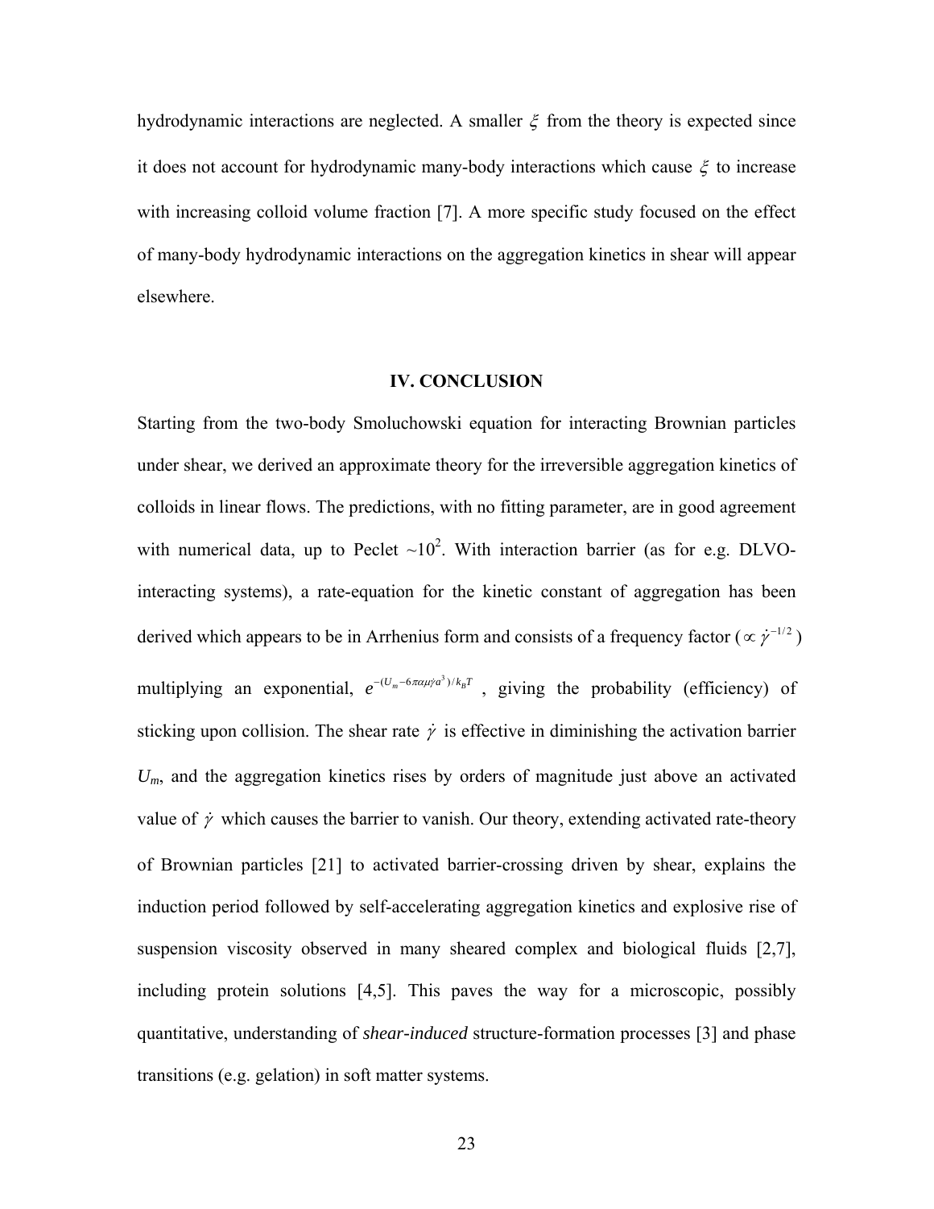hydrodynamic interactions are neglected. A smaller $\xi$ from the theory is expected since it does not account for hydrodynamic many-body interactions which cause $\xi$ to increase with increasing colloid volume fraction [7]. A more specific study focused on the effect of many-body hydrodynamic interactions on the aggregation kinetics in shear will appear elsewhere.

## IV. CONCLUSION

Starting from the two-body Smoluchowski equation for interacting Brownian particles under shear, we derived an approximate theory for the irreversible aggregation kinetics of colloids in linear flows. The predictions, with no fitting parameter, are in good agreement with numerical data, up to Peclet ~$10^2$. With interaction barrier (as for e.g. DLVO-interacting systems), a rate-equation for the kinetic constant of aggregation has been derived which appears to be in Arrhenius form and consists of a frequency factor ($\propto \dot{\gamma}^{-1/2}$) multiplying an exponential, $e^{-(U_m - 6\pi\alpha\mu\dot{\gamma}a^3)/k_BT}$, giving the probability (efficiency) of sticking upon collision. The shear rate $\dot{\gamma}$ is effective in diminishing the activation barrier $U_m$, and the aggregation kinetics rises by orders of magnitude just above an activated value of $\dot{\gamma}$ which causes the barrier to vanish. Our theory, extending activated rate-theory of Brownian particles [21] to activated barrier-crossing driven by shear, explains the induction period followed by self-accelerating aggregation kinetics and explosive rise of suspension viscosity observed in many sheared complex and biological fluids [2,7], including protein solutions [4,5]. This paves the way for a microscopic, possibly quantitative, understanding of *shear-induced* structure-formation processes [3] and phase transitions (e.g. gelation) in soft matter systems.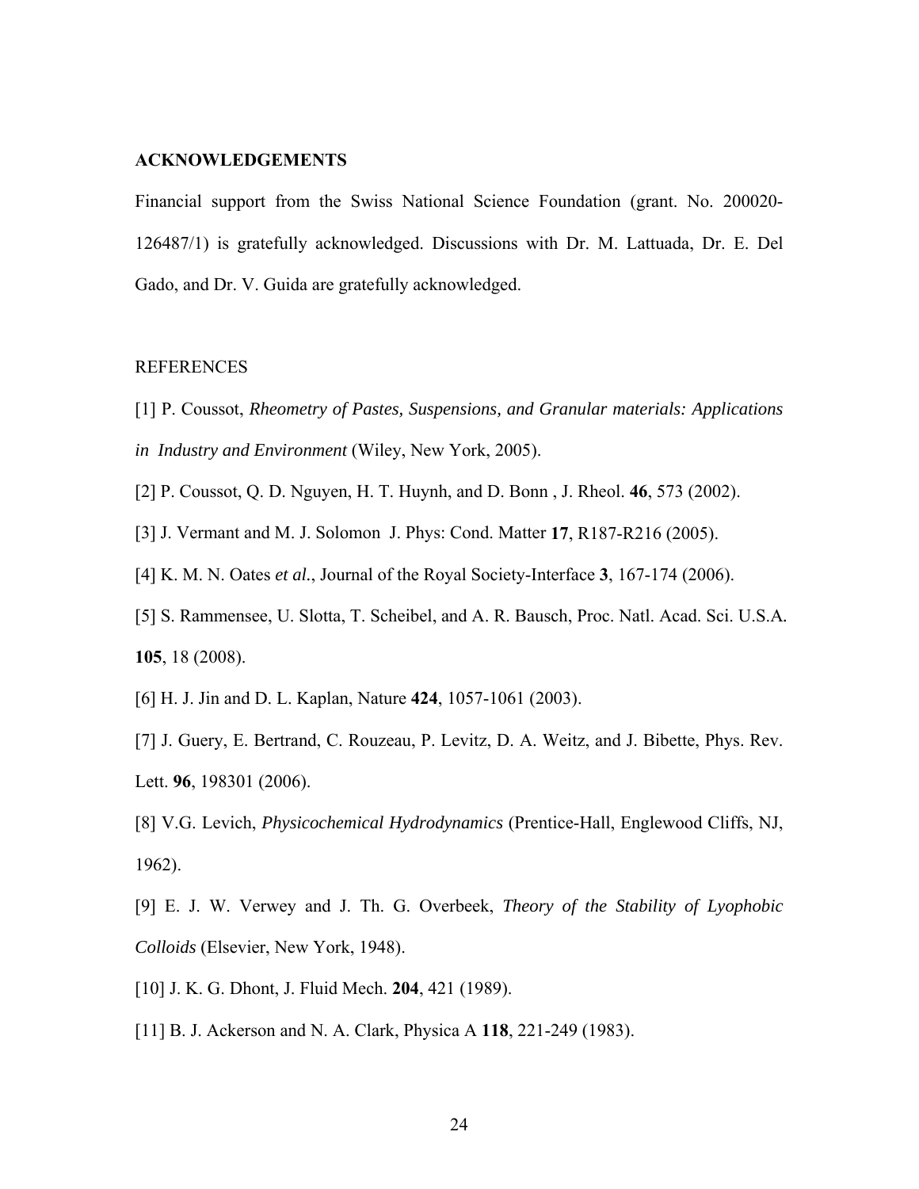## ACKNOWLEDGEMENTS

Financial support from the Swiss National Science Foundation (grant. No. 200020-126487/1) is gratefully acknowledged. Discussions with Dr. M. Lattuada, Dr. E. Del Gado, and Dr. V. Guida are gratefully acknowledged.

## REFERENCES

[1] P. Coussot, *Rheometry of Pastes, Suspensions, and Granular materials: Applications in Industry and Environment* (Wiley, New York, 2005).

[2] P. Coussot, Q. D. Nguyen, H. T. Huynh, and D. Bonn , J. Rheol. **46**, 573 (2002).

[3] J. Vermant and M. J. Solomon J. Phys: Cond. Matter **17**, R187-R216 (2005).

[4] K. M. N. Oates *et al.*, Journal of the Royal Society-Interface **3**, 167-174 (2006).

[5] S. Rammensee, U. Slotta, T. Scheibel, and A. R. Bausch, Proc. Natl. Acad. Sci. U.S.A. **105**, 18 (2008).

[6] H. J. Jin and D. L. Kaplan, Nature **424**, 1057-1061 (2003).

[7] J. Guery, E. Bertrand, C. Rouzeau, P. Levitz, D. A. Weitz, and J. Bibette, Phys. Rev. Lett. **96**, 198301 (2006).

[8] V.G. Levich, *Physicochemical Hydrodynamics* (Prentice-Hall, Englewood Cliffs, NJ, 1962).

[9] E. J. W. Verwey and J. Th. G. Overbeek, *Theory of the Stability of Lyophobic Colloids* (Elsevier, New York, 1948).

[10] J. K. G. Dhont, J. Fluid Mech. **204**, 421 (1989).

[11] B. J. Ackerson and N. A. Clark, Physica A **118**, 221-249 (1983).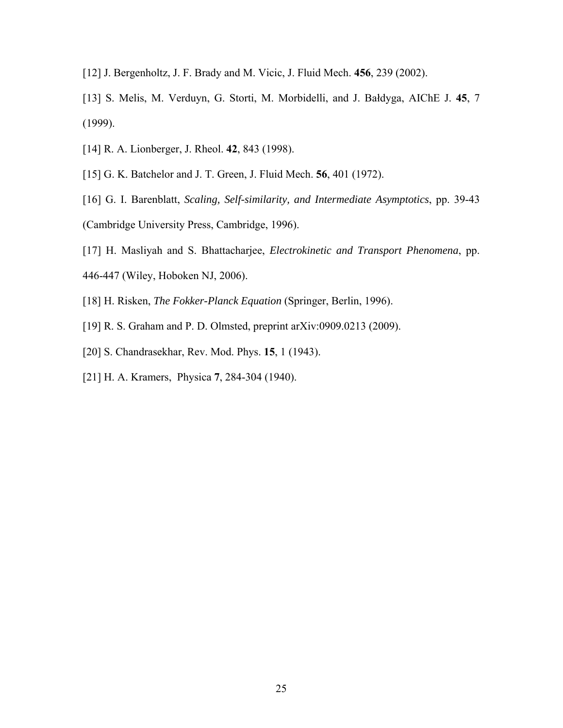[12] J. Bergenholtz, J. F. Brady and M. Vicic, J. Fluid Mech. **456**, 239 (2002).

[13] S. Melis, M. Verduyn, G. Storti, M. Morbidelli, and J. Bałdyga, AIChE J. **45**, 7 (1999).

[14] R. A. Lionberger, J. Rheol. **42**, 843 (1998).

[15] G. K. Batchelor and J. T. Green, J. Fluid Mech. **56**, 401 (1972).

[16] G. I. Barenblatt, *Scaling, Self-similarity, and Intermediate Asymptotics*, pp. 39-43 (Cambridge University Press, Cambridge, 1996).

[17] H. Masliyah and S. Bhattacharjee, *Electrokinetic and Transport Phenomena*, pp. 446-447 (Wiley, Hoboken NJ, 2006).

[18] H. Risken, *The Fokker-Planck Equation* (Springer, Berlin, 1996).

[19] R. S. Graham and P. D. Olmsted, preprint arXiv:0909.0213 (2009).

[20] S. Chandrasekhar, Rev. Mod. Phys. **15**, 1 (1943).

[21] H. A. Kramers, Physica **7**, 284-304 (1940).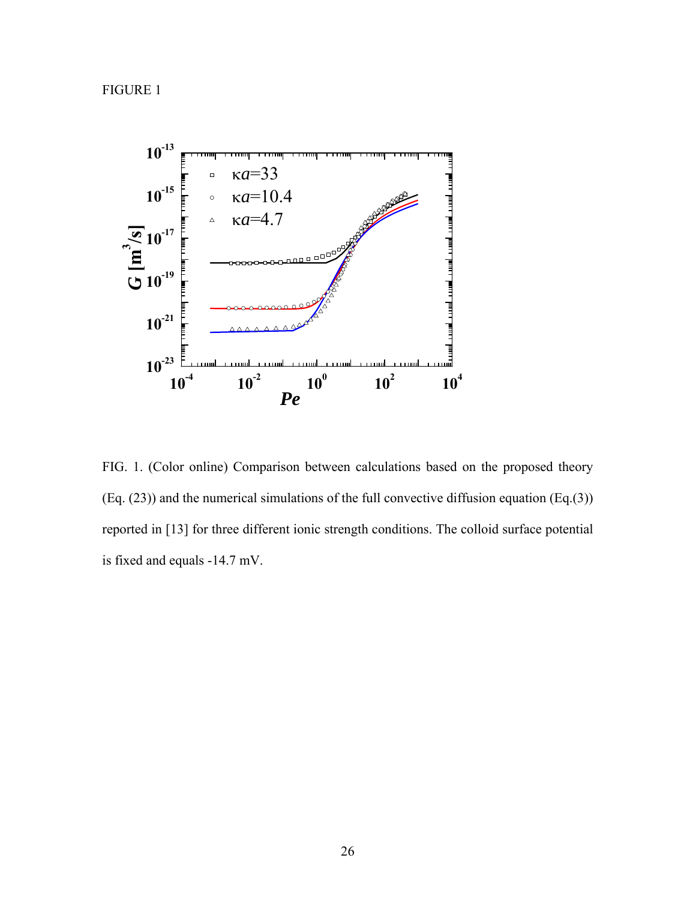FIGURE 1

FIG. 1. (Color online) Comparison between calculations based on the proposed theory (Eq. (23)) and the numerical simulations of the full convective diffusion equation (Eq.(3)) reported in [13] for three different ionic strength conditions. The colloid surface potential is fixed and equals -14.7 mV.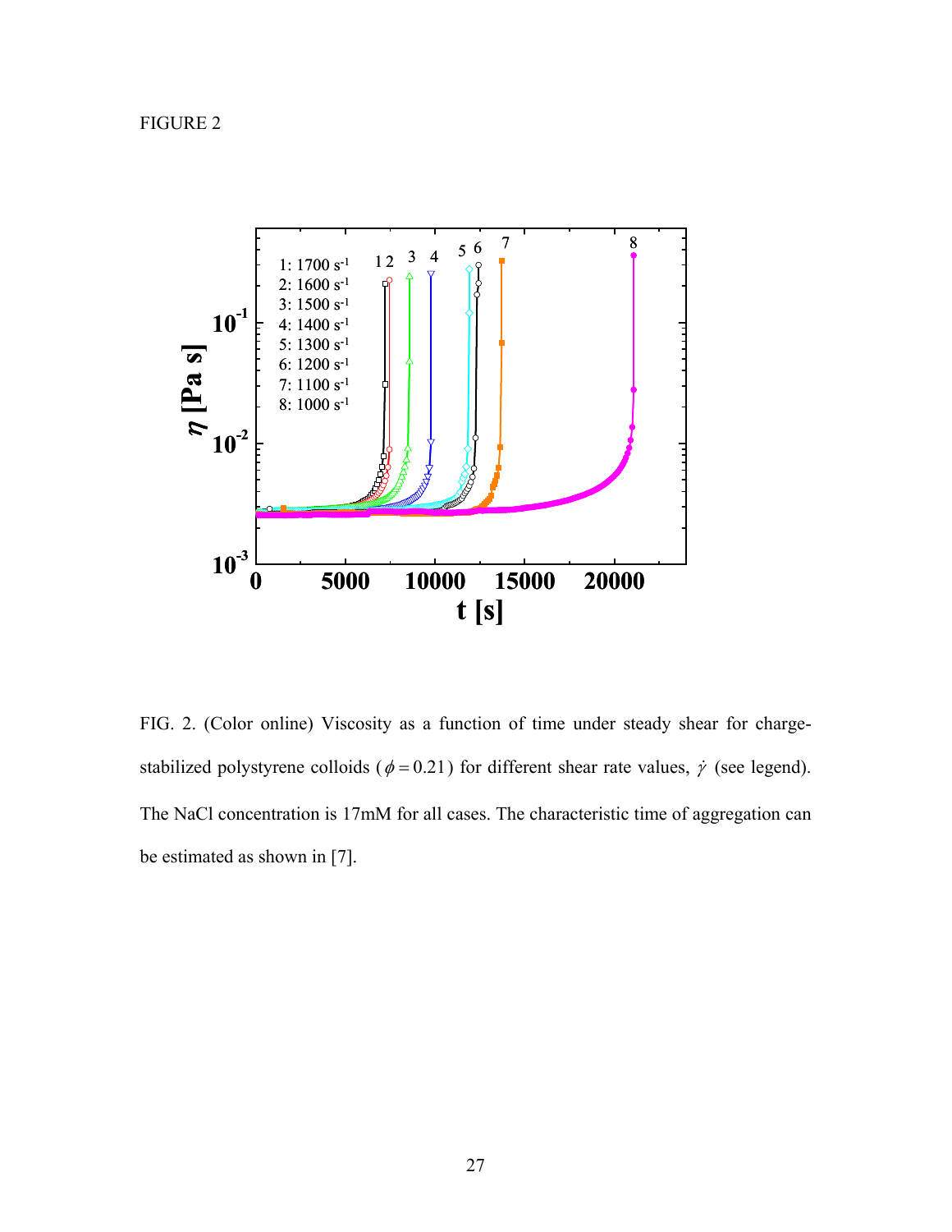FIGURE 2

1: 1700 s$^{-1}$
2: 1600 s$^{-1}$
3: 1500 s$^{-1}$
4: 1400 s$^{-1}$
5: 1300 s$^{-1}$
6: 1200 s$^{-1}$
7: 1100 s$^{-1}$
8: 1000 s$^{-1}$

1 2 3 4 5 6 7 8

$\eta$ [Pa s]

$10^{-1}$

$10^{-2}$

$10^{-3}$

0 5000 10000 15000 20000

t [s]

FIG. 2. (Color online) Viscosity as a function of time under steady shear for charge-stabilized polystyrene colloids ($\phi = 0.21$) for different shear rate values, $\dot{\gamma}$ (see legend). The NaCl concentration is 17mM for all cases. The characteristic time of aggregation can be estimated as shown in [7].